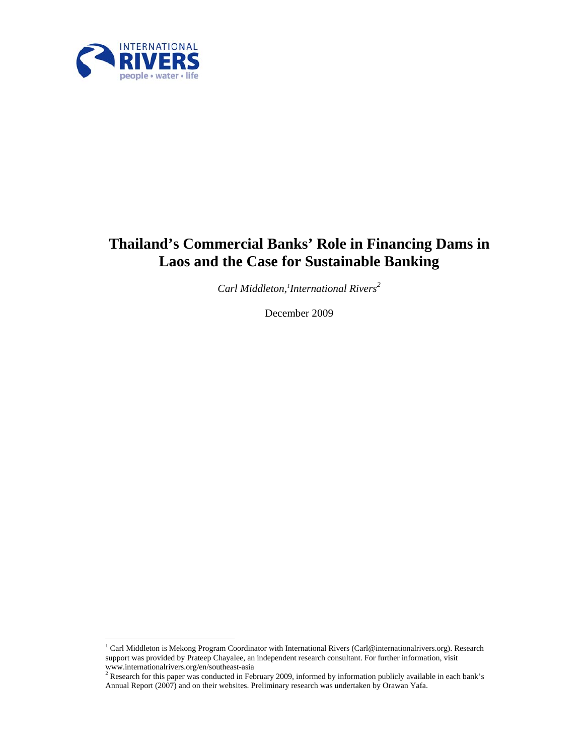INTERNATIONAL RIVERS
people • water • life

# Thailand's Commercial Banks' Role in Financing Dams in Laos and the Case for Sustainable Banking

*Carl Middleton,[1] International Rivers[2]*

December 2009

[1] Carl Middleton is Mekong Program Coordinator with International Rivers (Carl@internationalrivers.org). Research support was provided by Prateep Chayalee, an independent research consultant. For further information, visit www.internationalrivers.org/en/southeast-asia

[2] Research for this paper was conducted in February 2009, informed by information publicly available in each bank's Annual Report (2007) and on their websites. Preliminary research was undertaken by Orawan Yafa.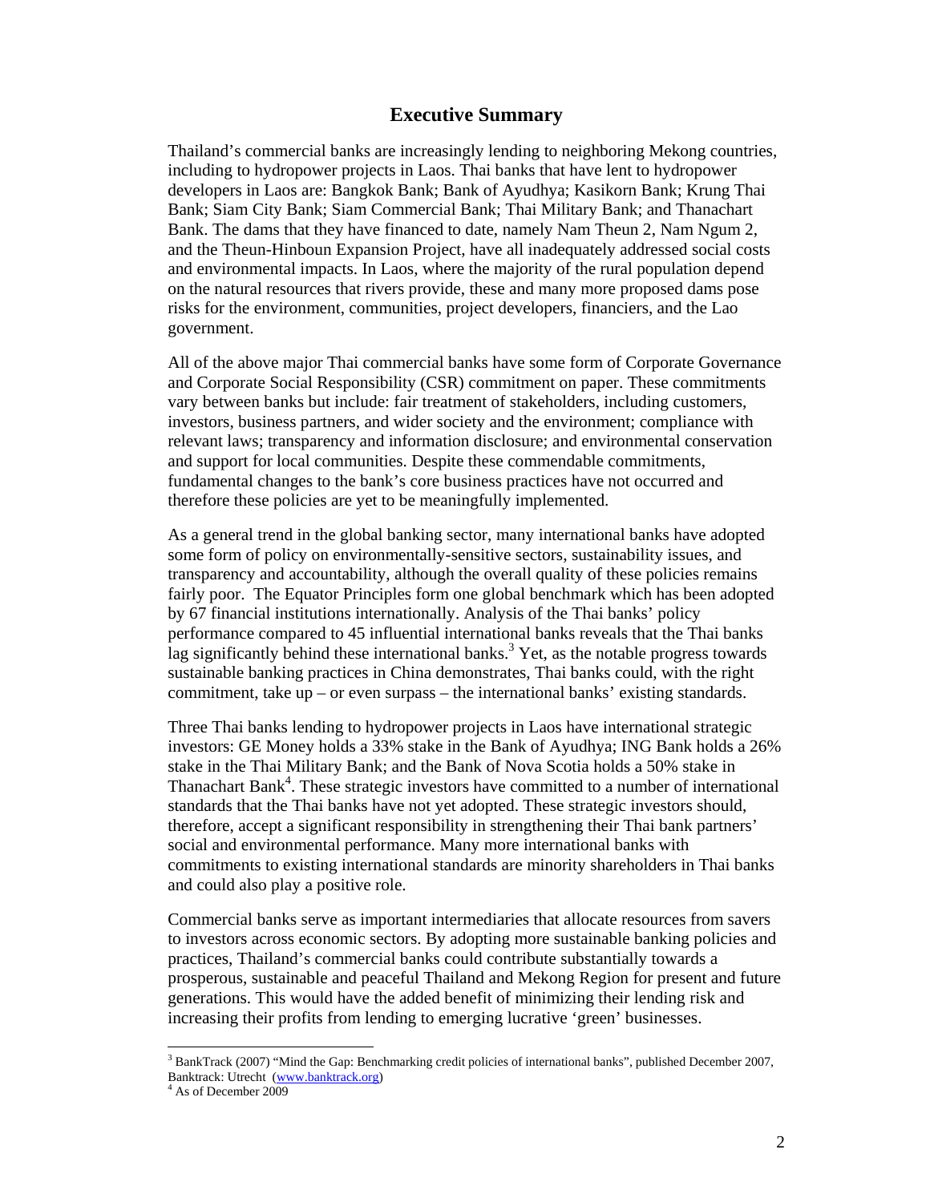## Executive Summary

Thailand's commercial banks are increasingly lending to neighboring Mekong countries, including to hydropower projects in Laos. Thai banks that have lent to hydropower developers in Laos are: Bangkok Bank; Bank of Ayudhya; Kasikorn Bank; Krung Thai Bank; Siam City Bank; Siam Commercial Bank; Thai Military Bank; and Thanachart Bank. The dams that they have financed to date, namely Nam Theun 2, Nam Ngum 2, and the Theun-Hinboun Expansion Project, have all inadequately addressed social costs and environmental impacts. In Laos, where the majority of the rural population depend on the natural resources that rivers provide, these and many more proposed dams pose risks for the environment, communities, project developers, financiers, and the Lao government.

All of the above major Thai commercial banks have some form of Corporate Governance and Corporate Social Responsibility (CSR) commitment on paper. These commitments vary between banks but include: fair treatment of stakeholders, including customers, investors, business partners, and wider society and the environment; compliance with relevant laws; transparency and information disclosure; and environmental conservation and support for local communities. Despite these commendable commitments, fundamental changes to the bank's core business practices have not occurred and therefore these policies are yet to be meaningfully implemented.

As a general trend in the global banking sector, many international banks have adopted some form of policy on environmentally-sensitive sectors, sustainability issues, and transparency and accountability, although the overall quality of these policies remains fairly poor. The Equator Principles form one global benchmark which has been adopted by 67 financial institutions internationally. Analysis of the Thai banks' policy performance compared to 45 influential international banks reveals that the Thai banks lag significantly behind these international banks.[3] Yet, as the notable progress towards sustainable banking practices in China demonstrates, Thai banks could, with the right commitment, take up – or even surpass – the international banks' existing standards.

Three Thai banks lending to hydropower projects in Laos have international strategic investors: GE Money holds a 33% stake in the Bank of Ayudhya; ING Bank holds a 26% stake in the Thai Military Bank; and the Bank of Nova Scotia holds a 50% stake in Thanachart Bank[4]. These strategic investors have committed to a number of international standards that the Thai banks have not yet adopted. These strategic investors should, therefore, accept a significant responsibility in strengthening their Thai bank partners' social and environmental performance. Many more international banks with commitments to existing international standards are minority shareholders in Thai banks and could also play a positive role.

Commercial banks serve as important intermediaries that allocate resources from savers to investors across economic sectors. By adopting more sustainable banking policies and practices, Thailand's commercial banks could contribute substantially towards a prosperous, sustainable and peaceful Thailand and Mekong Region for present and future generations. This would have the added benefit of minimizing their lending risk and increasing their profits from lending to emerging lucrative 'green' businesses.

---

[3] BankTrack (2007) "Mind the Gap: Benchmarking credit policies of international banks", published December 2007, Banktrack: Utrecht (www.banktrack.org)

[4] As of December 2009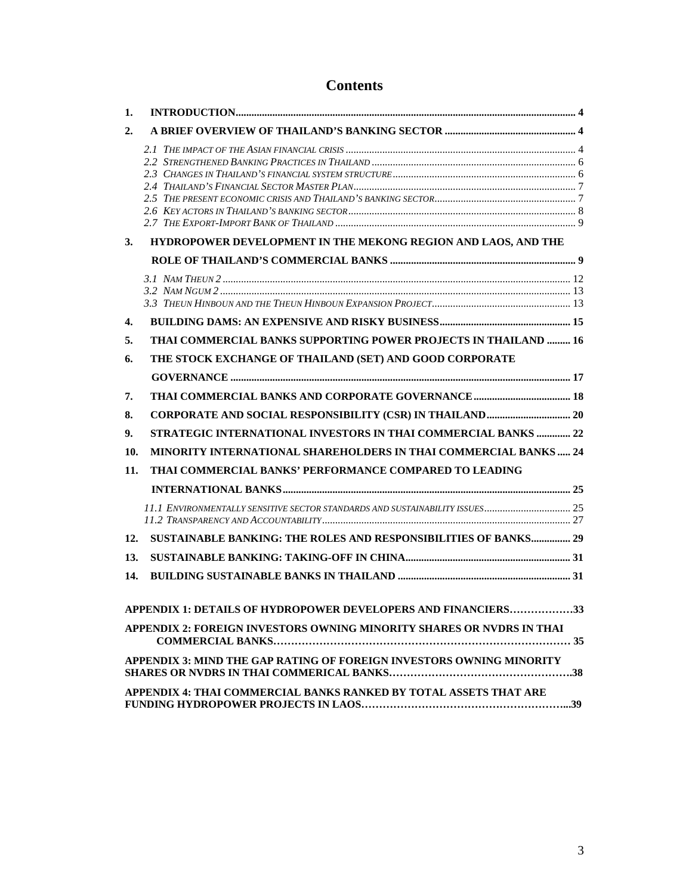# Contents

1. **INTRODUCTION** ... 4
2. **A BRIEF OVERVIEW OF THAILAND'S BANKING SECTOR** ... 4
   - *2.1 The impact of the Asian financial crisis* ... 4
   - *2.2 Strengthened Banking Practices in Thailand* ... 6
   - *2.3 Changes in Thailand's financial system structure* ... 6
   - *2.4 Thailand's Financial Sector Master Plan* ... 7
   - *2.5 The present economic crisis and Thailand's banking sector* ... 7
   - *2.6 Key actors in Thailand's banking sector* ... 8
   - *2.7 The Export-Import Bank of Thailand* ... 9
3. **HYDROPOWER DEVELOPMENT IN THE MEKONG REGION AND LAOS, AND THE ROLE OF THAILAND'S COMMERCIAL BANKS** ... 9
   - *3.1 Nam Theun 2* ... 12
   - *3.2 Nam Ngum 2* ... 13
   - *3.3 Theun Hinboun and the Theun Hinboun Expansion Project* ... 13
4. **BUILDING DAMS: AN EXPENSIVE AND RISKY BUSINESS** ... 15
5. **THAI COMMERCIAL BANKS SUPPORTING POWER PROJECTS IN THAILAND** ... 16
6. **THE STOCK EXCHANGE OF THAILAND (SET) AND GOOD CORPORATE GOVERNANCE** ... 17
7. **THAI COMMERCIAL BANKS AND CORPORATE GOVERNANCE** ... 18
8. **CORPORATE AND SOCIAL RESPONSIBILITY (CSR) IN THAILAND** ... 20
9. **STRATEGIC INTERNATIONAL INVESTORS IN THAI COMMERCIAL BANKS** ... 22
10. **MINORITY INTERNATIONAL SHAREHOLDERS IN THAI COMMERCIAL BANKS** ... 24
11. **THAI COMMERCIAL BANKS' PERFORMANCE COMPARED TO LEADING INTERNATIONAL BANKS** ... 25
    - *11.1 Environmentally sensitive sector standards and sustainability issues* ... 25
    - *11.2 Transparency and Accountability* ... 27
12. **SUSTAINABLE BANKING: THE ROLES AND RESPONSIBILITIES OF BANKS** ... 29
13. **SUSTAINABLE BANKING: TAKING-OFF IN CHINA** ... 31
14. **BUILDING SUSTAINABLE BANKS IN THAILAND** ... 31

**APPENDIX 1: DETAILS OF HYDROPOWER DEVELOPERS AND FINANCIERS** ... 33

**APPENDIX 2: FOREIGN INVESTORS OWNING MINORITY SHARES OR NVDRS IN THAI COMMERCIAL BANKS** ... 35

**APPENDIX 3: MIND THE GAP RATING OF FOREIGN INVESTORS OWNING MINORITY SHARES OR NVDRS IN THAI COMMERICAL BANKS** ... 38

**APPENDIX 4: THAI COMMERCIAL BANKS RANKED BY TOTAL ASSETS THAT ARE FUNDING HYDROPOWER PROJECTS IN LAOS** ... 39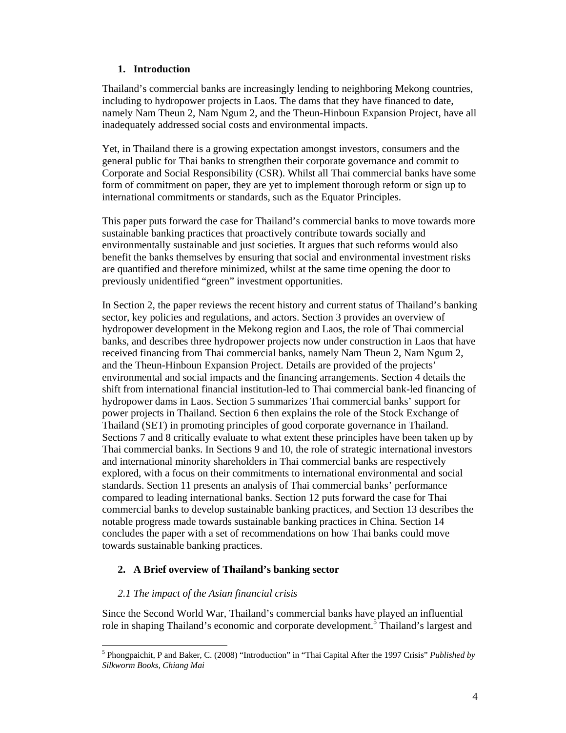## 1. Introduction

Thailand's commercial banks are increasingly lending to neighboring Mekong countries, including to hydropower projects in Laos. The dams that they have financed to date, namely Nam Theun 2, Nam Ngum 2, and the Theun-Hinboun Expansion Project, have all inadequately addressed social costs and environmental impacts.

Yet, in Thailand there is a growing expectation amongst investors, consumers and the general public for Thai banks to strengthen their corporate governance and commit to Corporate and Social Responsibility (CSR). Whilst all Thai commercial banks have some form of commitment on paper, they are yet to implement thorough reform or sign up to international commitments or standards, such as the Equator Principles.

This paper puts forward the case for Thailand's commercial banks to move towards more sustainable banking practices that proactively contribute towards socially and environmentally sustainable and just societies. It argues that such reforms would also benefit the banks themselves by ensuring that social and environmental investment risks are quantified and therefore minimized, whilst at the same time opening the door to previously unidentified "green" investment opportunities.

In Section 2, the paper reviews the recent history and current status of Thailand's banking sector, key policies and regulations, and actors. Section 3 provides an overview of hydropower development in the Mekong region and Laos, the role of Thai commercial banks, and describes three hydropower projects now under construction in Laos that have received financing from Thai commercial banks, namely Nam Theun 2, Nam Ngum 2, and the Theun-Hinboun Expansion Project. Details are provided of the projects' environmental and social impacts and the financing arrangements. Section 4 details the shift from international financial institution-led to Thai commercial bank-led financing of hydropower dams in Laos. Section 5 summarizes Thai commercial banks' support for power projects in Thailand. Section 6 then explains the role of the Stock Exchange of Thailand (SET) in promoting principles of good corporate governance in Thailand. Sections 7 and 8 critically evaluate to what extent these principles have been taken up by Thai commercial banks. In Sections 9 and 10, the role of strategic international investors and international minority shareholders in Thai commercial banks are respectively explored, with a focus on their commitments to international environmental and social standards. Section 11 presents an analysis of Thai commercial banks' performance compared to leading international banks. Section 12 puts forward the case for Thai commercial banks to develop sustainable banking practices, and Section 13 describes the notable progress made towards sustainable banking practices in China. Section 14 concludes the paper with a set of recommendations on how Thai banks could move towards sustainable banking practices.

## 2. A Brief overview of Thailand's banking sector

### *2.1 The impact of the Asian financial crisis*

Since the Second World War, Thailand's commercial banks have played an influential role in shaping Thailand's economic and corporate development.[5] Thailand's largest and

[5] Phongpaichit, P and Baker, C. (2008) "Introduction" in "Thai Capital After the 1997 Crisis" *Published by Silkworm Books, Chiang Mai*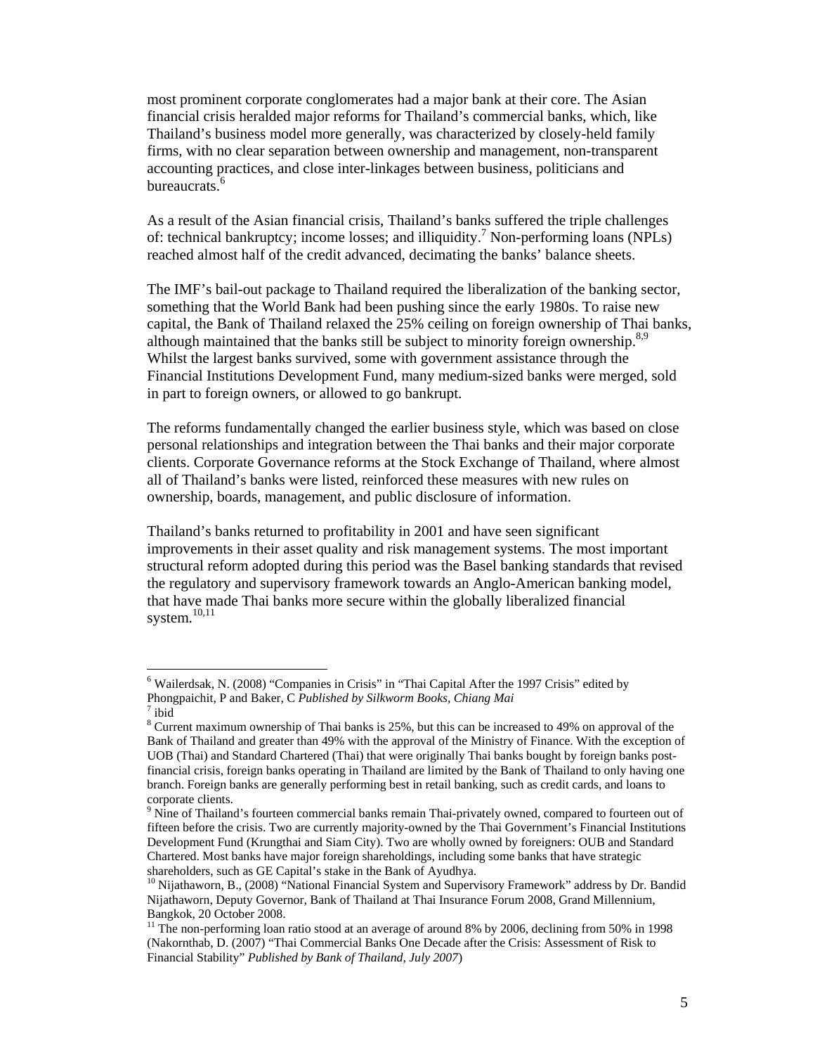most prominent corporate conglomerates had a major bank at their core. The Asian financial crisis heralded major reforms for Thailand's commercial banks, which, like Thailand's business model more generally, was characterized by closely-held family firms, with no clear separation between ownership and management, non-transparent accounting practices, and close inter-linkages between business, politicians and bureaucrats.[6]

As a result of the Asian financial crisis, Thailand's banks suffered the triple challenges of: technical bankruptcy; income losses; and illiquidity.[7] Non-performing loans (NPLs) reached almost half of the credit advanced, decimating the banks' balance sheets.

The IMF's bail-out package to Thailand required the liberalization of the banking sector, something that the World Bank had been pushing since the early 1980s. To raise new capital, the Bank of Thailand relaxed the 25% ceiling on foreign ownership of Thai banks, although maintained that the banks still be subject to minority foreign ownership.[8,9] Whilst the largest banks survived, some with government assistance through the Financial Institutions Development Fund, many medium-sized banks were merged, sold in part to foreign owners, or allowed to go bankrupt.

The reforms fundamentally changed the earlier business style, which was based on close personal relationships and integration between the Thai banks and their major corporate clients. Corporate Governance reforms at the Stock Exchange of Thailand, where almost all of Thailand's banks were listed, reinforced these measures with new rules on ownership, boards, management, and public disclosure of information.

Thailand's banks returned to profitability in 2001 and have seen significant improvements in their asset quality and risk management systems. The most important structural reform adopted during this period was the Basel banking standards that revised the regulatory and supervisory framework towards an Anglo-American banking model, that have made Thai banks more secure within the globally liberalized financial system.[10,11]

---

[6] Wailerdsak, N. (2008) "Companies in Crisis" in "Thai Capital After the 1997 Crisis" edited by Phongpaichit, P and Baker, C *Published by Silkworm Books, Chiang Mai*

[7] ibid

[8] Current maximum ownership of Thai banks is 25%, but this can be increased to 49% on approval of the Bank of Thailand and greater than 49% with the approval of the Ministry of Finance. With the exception of UOB (Thai) and Standard Chartered (Thai) that were originally Thai banks bought by foreign banks post-financial crisis, foreign banks operating in Thailand are limited by the Bank of Thailand to only having one branch. Foreign banks are generally performing best in retail banking, such as credit cards, and loans to corporate clients.

[9] Nine of Thailand's fourteen commercial banks remain Thai-privately owned, compared to fourteen out of fifteen before the crisis. Two are currently majority-owned by the Thai Government's Financial Institutions Development Fund (Krungthai and Siam City). Two are wholly owned by foreigners: OUB and Standard Chartered. Most banks have major foreign shareholdings, including some banks that have strategic shareholders, such as GE Capital's stake in the Bank of Ayudhya.

[10] Nijathaworn, B., (2008) "National Financial System and Supervisory Framework" address by Dr. Bandid Nijathaworn, Deputy Governor, Bank of Thailand at Thai Insurance Forum 2008, Grand Millennium, Bangkok, 20 October 2008.

[11] The non-performing loan ratio stood at an average of around 8% by 2006, declining from 50% in 1998 (Nakornthab, D. (2007) "Thai Commercial Banks One Decade after the Crisis: Assessment of Risk to Financial Stability" *Published by Bank of Thailand, July 2007*)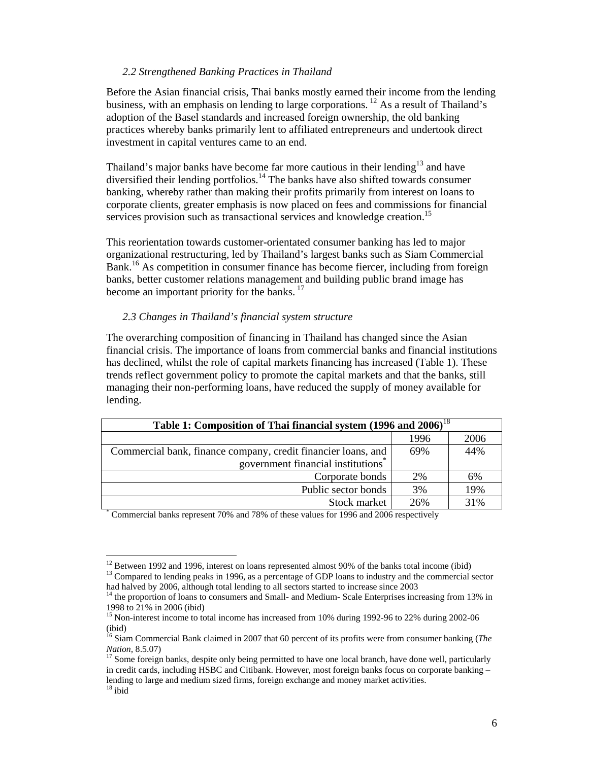### *2.2 Strengthened Banking Practices in Thailand*

Before the Asian financial crisis, Thai banks mostly earned their income from the lending business, with an emphasis on lending to large corporations. [12] As a result of Thailand's adoption of the Basel standards and increased foreign ownership, the old banking practices whereby banks primarily lent to affiliated entrepreneurs and undertook direct investment in capital ventures came to an end.

Thailand's major banks have become far more cautious in their lending[13] and have diversified their lending portfolios.[14] The banks have also shifted towards consumer banking, whereby rather than making their profits primarily from interest on loans to corporate clients, greater emphasis is now placed on fees and commissions for financial services provision such as transactional services and knowledge creation.[15]

This reorientation towards customer-orientated consumer banking has led to major organizational restructuring, led by Thailand's largest banks such as Siam Commercial Bank.[16] As competition in consumer finance has become fiercer, including from foreign banks, better customer relations management and building public brand image has become an important priority for the banks. [17]

### *2.3 Changes in Thailand's financial system structure*

The overarching composition of financing in Thailand has changed since the Asian financial crisis. The importance of loans from commercial banks and financial institutions has declined, whilst the role of capital markets financing has increased (Table 1). These trends reflect government policy to promote the capital markets and that the banks, still managing their non-performing loans, have reduced the supply of money available for lending.

**Table 1: Composition of Thai financial system (1996 and 2006)**[18]

| | 1996 | 2006 |
|---|---|---|
| Commercial bank, finance company, credit financier loans, and government financial institutions* | 69% | 44% |
| Corporate bonds | 2% | 6% |
| Public sector bonds | 3% | 19% |
| Stock market | 26% | 31% |

* Commercial banks represent 70% and 78% of these values for 1996 and 2006 respectively

---

[12] Between 1992 and 1996, interest on loans represented almost 90% of the banks total income (ibid)

[13] Compared to lending peaks in 1996, as a percentage of GDP loans to industry and the commercial sector had halved by 2006, although total lending to all sectors started to increase since 2003

[14] the proportion of loans to consumers and Small- and Medium- Scale Enterprises increasing from 13% in 1998 to 21% in 2006 (ibid)

[15] Non-interest income to total income has increased from 10% during 1992-96 to 22% during 2002-06 (ibid)

[16] Siam Commercial Bank claimed in 2007 that 60 percent of its profits were from consumer banking (*The Nation*, 8.5.07)

[17] Some foreign banks, despite only being permitted to have one local branch, have done well, particularly in credit cards, including HSBC and Citibank. However, most foreign banks focus on corporate banking – lending to large and medium sized firms, foreign exchange and money market activities.

[18] ibid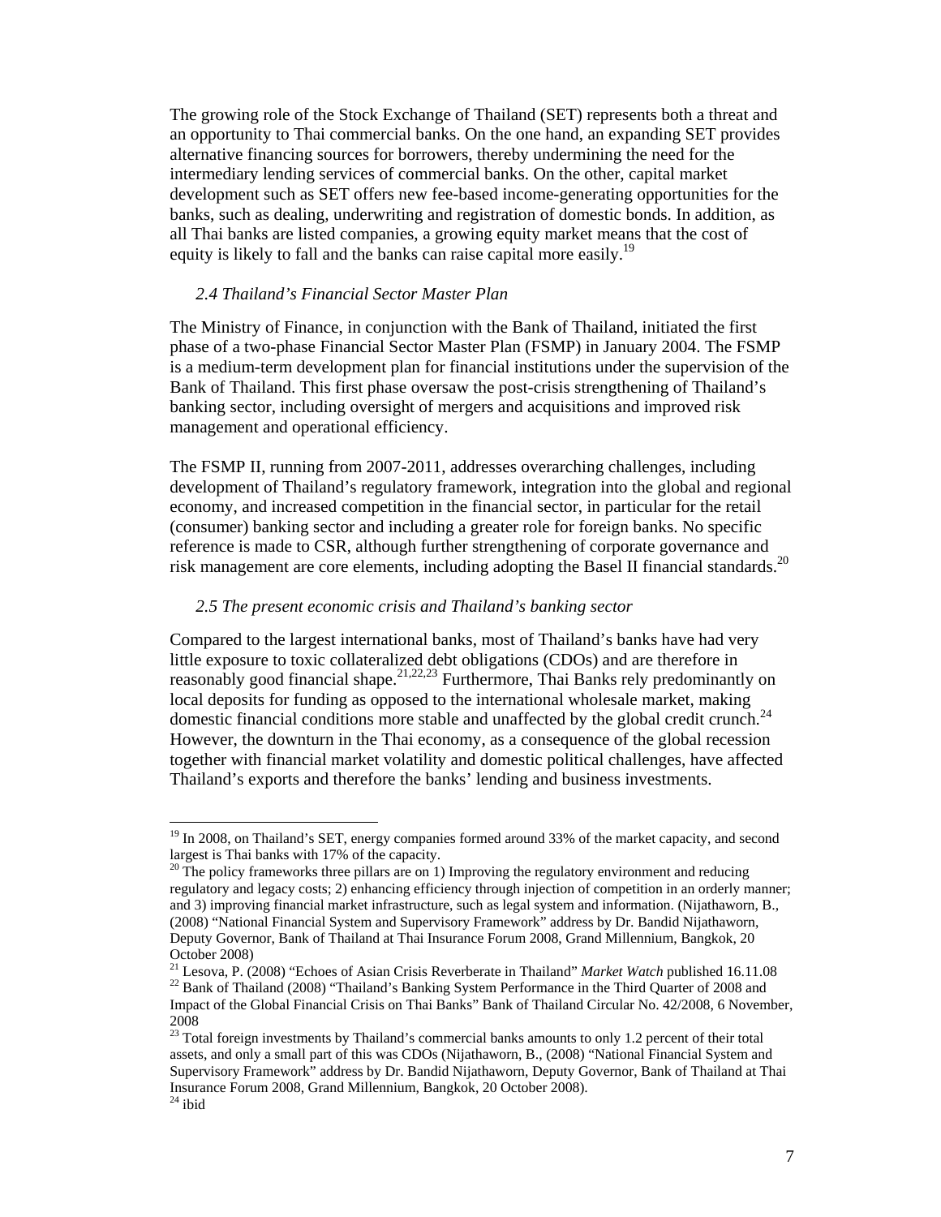The growing role of the Stock Exchange of Thailand (SET) represents both a threat and an opportunity to Thai commercial banks. On the one hand, an expanding SET provides alternative financing sources for borrowers, thereby undermining the need for the intermediary lending services of commercial banks. On the other, capital market development such as SET offers new fee-based income-generating opportunities for the banks, such as dealing, underwriting and registration of domestic bonds. In addition, as all Thai banks are listed companies, a growing equity market means that the cost of equity is likely to fall and the banks can raise capital more easily.[19]

### *2.4 Thailand's Financial Sector Master Plan*

The Ministry of Finance, in conjunction with the Bank of Thailand, initiated the first phase of a two-phase Financial Sector Master Plan (FSMP) in January 2004. The FSMP is a medium-term development plan for financial institutions under the supervision of the Bank of Thailand. This first phase oversaw the post-crisis strengthening of Thailand's banking sector, including oversight of mergers and acquisitions and improved risk management and operational efficiency.

The FSMP II, running from 2007-2011, addresses overarching challenges, including development of Thailand's regulatory framework, integration into the global and regional economy, and increased competition in the financial sector, in particular for the retail (consumer) banking sector and including a greater role for foreign banks. No specific reference is made to CSR, although further strengthening of corporate governance and risk management are core elements, including adopting the Basel II financial standards.[20]

### *2.5 The present economic crisis and Thailand's banking sector*

Compared to the largest international banks, most of Thailand's banks have had very little exposure to toxic collateralized debt obligations (CDOs) and are therefore in reasonably good financial shape.[21,22,23] Furthermore, Thai Banks rely predominantly on local deposits for funding as opposed to the international wholesale market, making domestic financial conditions more stable and unaffected by the global credit crunch.[24] However, the downturn in the Thai economy, as a consequence of the global recession together with financial market volatility and domestic political challenges, have affected Thailand's exports and therefore the banks' lending and business investments.

---

[19] In 2008, on Thailand's SET, energy companies formed around 33% of the market capacity, and second largest is Thai banks with 17% of the capacity.

[20] The policy frameworks three pillars are on 1) Improving the regulatory environment and reducing regulatory and legacy costs; 2) enhancing efficiency through injection of competition in an orderly manner; and 3) improving financial market infrastructure, such as legal system and information. (Nijathaworn, B., (2008) "National Financial System and Supervisory Framework" address by Dr. Bandid Nijathaworn, Deputy Governor, Bank of Thailand at Thai Insurance Forum 2008, Grand Millennium, Bangkok, 20 October 2008)

[21] Lesova, P. (2008) "Echoes of Asian Crisis Reverberate in Thailand" *Market Watch* published 16.11.08

[22] Bank of Thailand (2008) "Thailand's Banking System Performance in the Third Quarter of 2008 and Impact of the Global Financial Crisis on Thai Banks" Bank of Thailand Circular No. 42/2008, 6 November, 2008

[23] Total foreign investments by Thailand's commercial banks amounts to only 1.2 percent of their total assets, and only a small part of this was CDOs (Nijathaworn, B., (2008) "National Financial System and Supervisory Framework" address by Dr. Bandid Nijathaworn, Deputy Governor, Bank of Thailand at Thai Insurance Forum 2008, Grand Millennium, Bangkok, 20 October 2008).

[24] ibid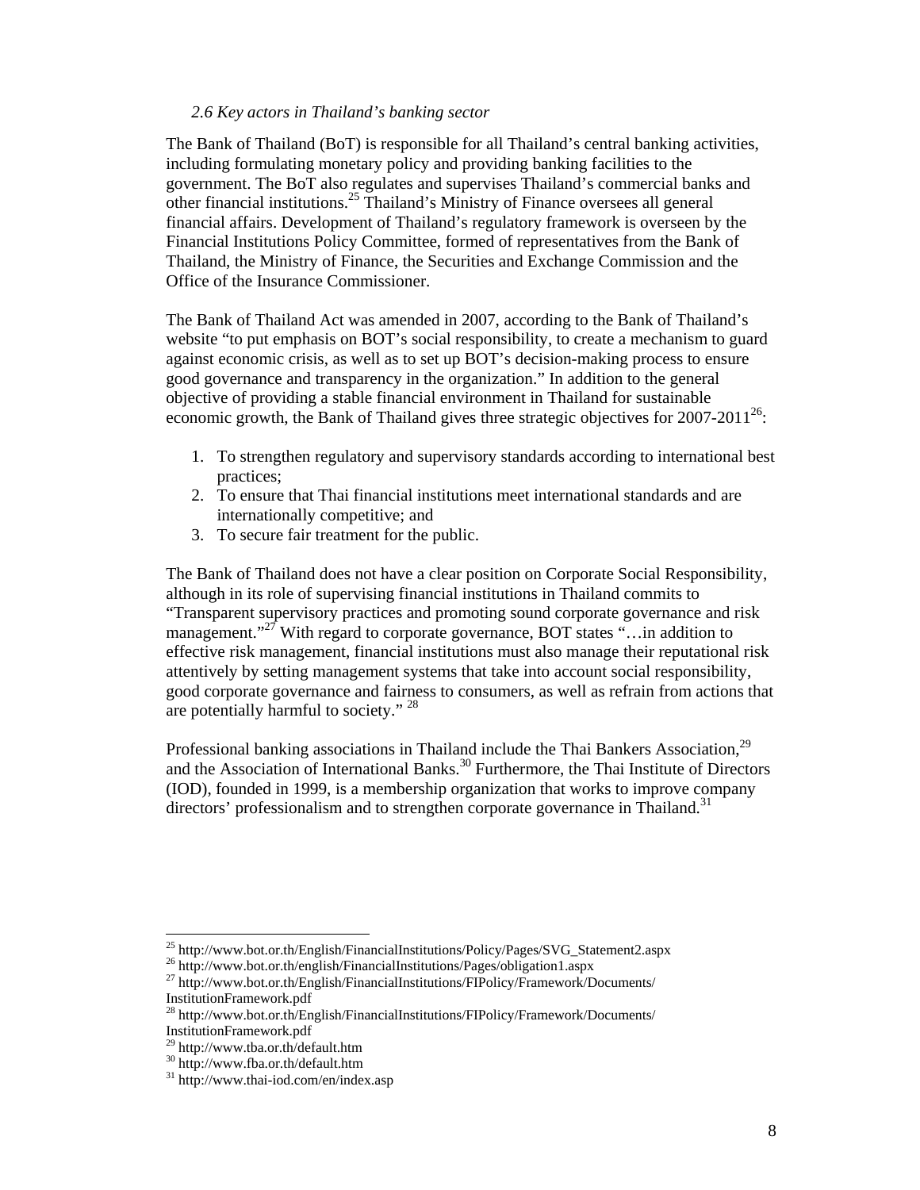### *2.6 Key actors in Thailand's banking sector*

The Bank of Thailand (BoT) is responsible for all Thailand's central banking activities, including formulating monetary policy and providing banking facilities to the government. The BoT also regulates and supervises Thailand's commercial banks and other financial institutions.[25] Thailand's Ministry of Finance oversees all general financial affairs. Development of Thailand's regulatory framework is overseen by the Financial Institutions Policy Committee, formed of representatives from the Bank of Thailand, the Ministry of Finance, the Securities and Exchange Commission and the Office of the Insurance Commissioner.

The Bank of Thailand Act was amended in 2007, according to the Bank of Thailand's website "to put emphasis on BOT's social responsibility, to create a mechanism to guard against economic crisis, as well as to set up BOT's decision-making process to ensure good governance and transparency in the organization." In addition to the general objective of providing a stable financial environment in Thailand for sustainable economic growth, the Bank of Thailand gives three strategic objectives for 2007-2011[26]:

1. To strengthen regulatory and supervisory standards according to international best practices;
2. To ensure that Thai financial institutions meet international standards and are internationally competitive; and
3. To secure fair treatment for the public.

The Bank of Thailand does not have a clear position on Corporate Social Responsibility, although in its role of supervising financial institutions in Thailand commits to "Transparent supervisory practices and promoting sound corporate governance and risk management."[27] With regard to corporate governance, BOT states "…in addition to effective risk management, financial institutions must also manage their reputational risk attentively by setting management systems that take into account social responsibility, good corporate governance and fairness to consumers, as well as refrain from actions that are potentially harmful to society." [28]

Professional banking associations in Thailand include the Thai Bankers Association,[29] and the Association of International Banks.[30] Furthermore, the Thai Institute of Directors (IOD), founded in 1999, is a membership organization that works to improve company directors' professionalism and to strengthen corporate governance in Thailand.[31]

---

[25] http://www.bot.or.th/English/FinancialInstitutions/Policy/Pages/SVG_Statement2.aspx
[26] http://www.bot.or.th/english/FinancialInstitutions/Pages/obligation1.aspx
[27] http://www.bot.or.th/English/FinancialInstitutions/FIPolicy/Framework/Documents/InstitutionFramework.pdf
[28] http://www.bot.or.th/English/FinancialInstitutions/FIPolicy/Framework/Documents/InstitutionFramework.pdf
[29] http://www.tba.or.th/default.htm
[30] http://www.fba.or.th/default.htm
[31] http://www.thai-iod.com/en/index.asp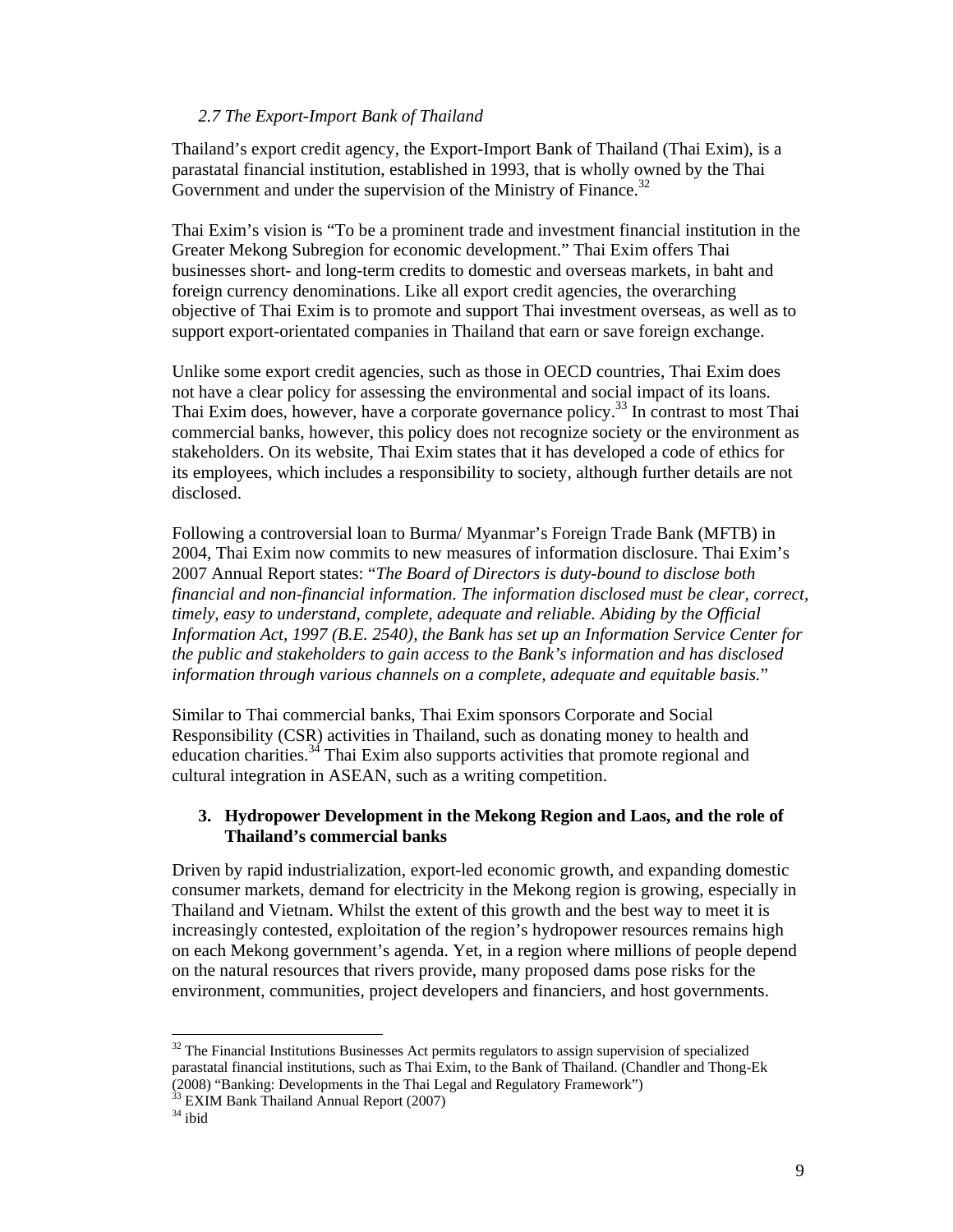### *2.7 The Export-Import Bank of Thailand*

Thailand's export credit agency, the Export-Import Bank of Thailand (Thai Exim), is a parastatal financial institution, established in 1993, that is wholly owned by the Thai Government and under the supervision of the Ministry of Finance.[32]

Thai Exim's vision is "To be a prominent trade and investment financial institution in the Greater Mekong Subregion for economic development." Thai Exim offers Thai businesses short- and long-term credits to domestic and overseas markets, in baht and foreign currency denominations. Like all export credit agencies, the overarching objective of Thai Exim is to promote and support Thai investment overseas, as well as to support export-orientated companies in Thailand that earn or save foreign exchange.

Unlike some export credit agencies, such as those in OECD countries, Thai Exim does not have a clear policy for assessing the environmental and social impact of its loans. Thai Exim does, however, have a corporate governance policy.[33] In contrast to most Thai commercial banks, however, this policy does not recognize society or the environment as stakeholders. On its website, Thai Exim states that it has developed a code of ethics for its employees, which includes a responsibility to society, although further details are not disclosed.

Following a controversial loan to Burma/ Myanmar's Foreign Trade Bank (MFTB) in 2004, Thai Exim now commits to new measures of information disclosure. Thai Exim's 2007 Annual Report states: "*The Board of Directors is duty-bound to disclose both financial and non-financial information. The information disclosed must be clear, correct, timely, easy to understand, complete, adequate and reliable. Abiding by the Official Information Act, 1997 (B.E. 2540), the Bank has set up an Information Service Center for the public and stakeholders to gain access to the Bank's information and has disclosed information through various channels on a complete, adequate and equitable basis.*"

Similar to Thai commercial banks, Thai Exim sponsors Corporate and Social Responsibility (CSR) activities in Thailand, such as donating money to health and education charities.[34] Thai Exim also supports activities that promote regional and cultural integration in ASEAN, such as a writing competition.

## 3. Hydropower Development in the Mekong Region and Laos, and the role of Thailand's commercial banks

Driven by rapid industrialization, export-led economic growth, and expanding domestic consumer markets, demand for electricity in the Mekong region is growing, especially in Thailand and Vietnam. Whilst the extent of this growth and the best way to meet it is increasingly contested, exploitation of the region's hydropower resources remains high on each Mekong government's agenda. Yet, in a region where millions of people depend on the natural resources that rivers provide, many proposed dams pose risks for the environment, communities, project developers and financiers, and host governments.

---

[32] The Financial Institutions Businesses Act permits regulators to assign supervision of specialized parastatal financial institutions, such as Thai Exim, to the Bank of Thailand. (Chandler and Thong-Ek (2008) "Banking: Developments in the Thai Legal and Regulatory Framework")

[33] EXIM Bank Thailand Annual Report (2007)

[34] ibid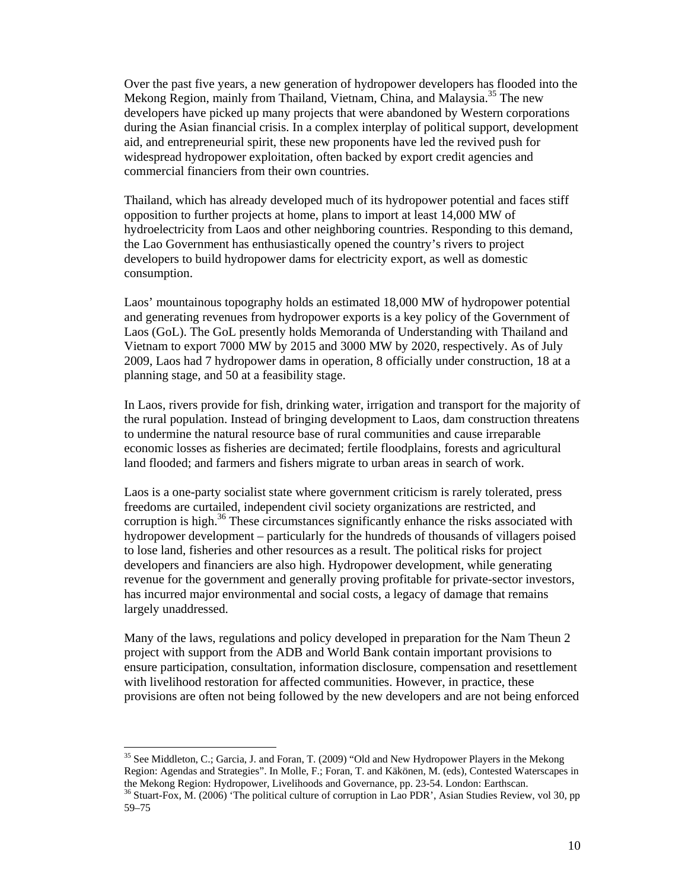Over the past five years, a new generation of hydropower developers has flooded into the Mekong Region, mainly from Thailand, Vietnam, China, and Malaysia.[35] The new developers have picked up many projects that were abandoned by Western corporations during the Asian financial crisis. In a complex interplay of political support, development aid, and entrepreneurial spirit, these new proponents have led the revived push for widespread hydropower exploitation, often backed by export credit agencies and commercial financiers from their own countries.

Thailand, which has already developed much of its hydropower potential and faces stiff opposition to further projects at home, plans to import at least 14,000 MW of hydroelectricity from Laos and other neighboring countries. Responding to this demand, the Lao Government has enthusiastically opened the country's rivers to project developers to build hydropower dams for electricity export, as well as domestic consumption.

Laos' mountainous topography holds an estimated 18,000 MW of hydropower potential and generating revenues from hydropower exports is a key policy of the Government of Laos (GoL). The GoL presently holds Memoranda of Understanding with Thailand and Vietnam to export 7000 MW by 2015 and 3000 MW by 2020, respectively. As of July 2009, Laos had 7 hydropower dams in operation, 8 officially under construction, 18 at a planning stage, and 50 at a feasibility stage.

In Laos, rivers provide for fish, drinking water, irrigation and transport for the majority of the rural population. Instead of bringing development to Laos, dam construction threatens to undermine the natural resource base of rural communities and cause irreparable economic losses as fisheries are decimated; fertile floodplains, forests and agricultural land flooded; and farmers and fishers migrate to urban areas in search of work.

Laos is a one-party socialist state where government criticism is rarely tolerated, press freedoms are curtailed, independent civil society organizations are restricted, and corruption is high.[36] These circumstances significantly enhance the risks associated with hydropower development – particularly for the hundreds of thousands of villagers poised to lose land, fisheries and other resources as a result. The political risks for project developers and financiers are also high. Hydropower development, while generating revenue for the government and generally proving profitable for private-sector investors, has incurred major environmental and social costs, a legacy of damage that remains largely unaddressed.

Many of the laws, regulations and policy developed in preparation for the Nam Theun 2 project with support from the ADB and World Bank contain important provisions to ensure participation, consultation, information disclosure, compensation and resettlement with livelihood restoration for affected communities. However, in practice, these provisions are often not being followed by the new developers and are not being enforced

---

[35] See Middleton, C.; Garcia, J. and Foran, T. (2009) "Old and New Hydropower Players in the Mekong Region: Agendas and Strategies". In Molle, F.; Foran, T. and Käkönen, M. (eds), Contested Waterscapes in the Mekong Region: Hydropower, Livelihoods and Governance, pp. 23-54. London: Earthscan.

[36] Stuart-Fox, M. (2006) 'The political culture of corruption in Lao PDR', Asian Studies Review, vol 30, pp 59–75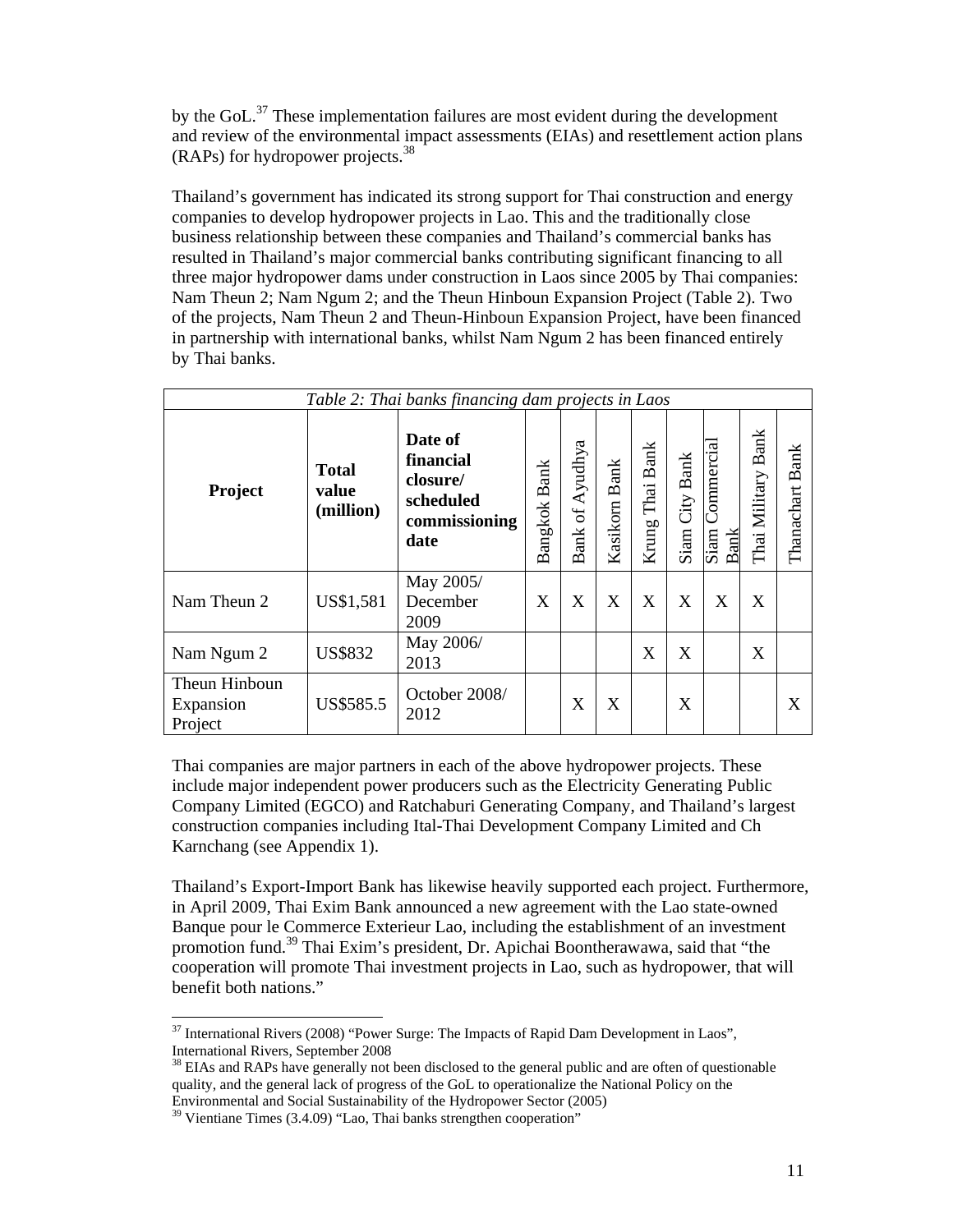by the GoL.[37] These implementation failures are most evident during the development and review of the environmental impact assessments (EIAs) and resettlement action plans (RAPs) for hydropower projects.[38]

Thailand's government has indicated its strong support for Thai construction and energy companies to develop hydropower projects in Lao. This and the traditionally close business relationship between these companies and Thailand's commercial banks has resulted in Thailand's major commercial banks contributing significant financing to all three major hydropower dams under construction in Laos since 2005 by Thai companies: Nam Theun 2; Nam Ngum 2; and the Theun Hinboun Expansion Project (Table 2). Two of the projects, Nam Theun 2 and Theun-Hinboun Expansion Project, have been financed in partnership with international banks, whilst Nam Ngum 2 has been financed entirely by Thai banks.

*Table 2: Thai banks financing dam projects in Laos*

| Project | Total value (million) | Date of financial closure/ scheduled commissioning date | Bangkok Bank | Bank of Ayudhya | Kasikorn Bank | Krung Thai Bank | Siam City Bank | Siam Commercial Bank | Thai Military Bank | Thanachart Bank |
|---|---|---|---|---|---|---|---|---|---|---|
| Nam Theun 2 | US$1,581 | May 2005/ December 2009 | X | X | X | X | X | X | X | |
| Nam Ngum 2 | US$832 | May 2006/ 2013 | | | | X | X | | X | |
| Theun Hinboun Expansion Project | US$585.5 | October 2008/ 2012 | | X | X | | X | | | X |

Thai companies are major partners in each of the above hydropower projects. These include major independent power producers such as the Electricity Generating Public Company Limited (EGCO) and Ratchaburi Generating Company, and Thailand's largest construction companies including Ital-Thai Development Company Limited and Ch Karnchang (see Appendix 1).

Thailand's Export-Import Bank has likewise heavily supported each project. Furthermore, in April 2009, Thai Exim Bank announced a new agreement with the Lao state-owned Banque pour le Commerce Exterieur Lao, including the establishment of an investment promotion fund.[39] Thai Exim's president, Dr. Apichai Boontherawawa, said that "the cooperation will promote Thai investment projects in Lao, such as hydropower, that will benefit both nations."

---

[37] International Rivers (2008) "Power Surge: The Impacts of Rapid Dam Development in Laos", International Rivers, September 2008

[38] EIAs and RAPs have generally not been disclosed to the general public and are often of questionable quality, and the general lack of progress of the GoL to operationalize the National Policy on the Environmental and Social Sustainability of the Hydropower Sector (2005)

[39] Vientiane Times (3.4.09) "Lao, Thai banks strengthen cooperation"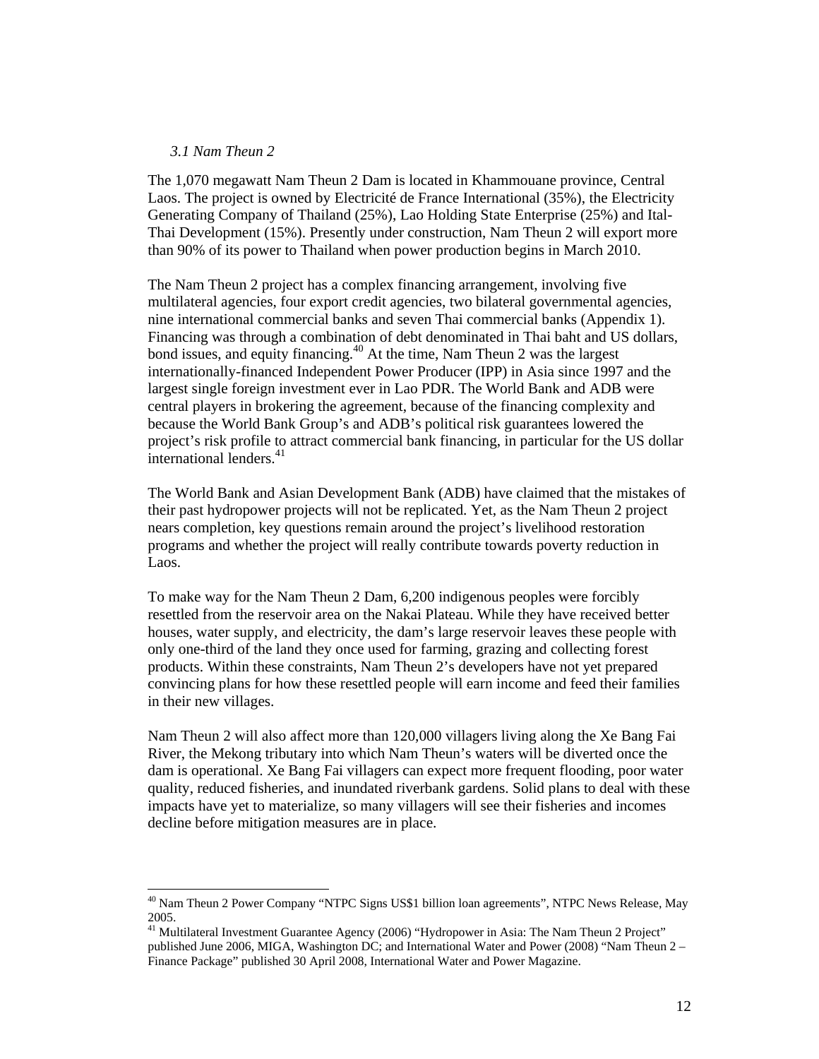### *3.1 Nam Theun 2*

The 1,070 megawatt Nam Theun 2 Dam is located in Khammouane province, Central Laos. The project is owned by Electricité de France International (35%), the Electricity Generating Company of Thailand (25%), Lao Holding State Enterprise (25%) and Ital-Thai Development (15%). Presently under construction, Nam Theun 2 will export more than 90% of its power to Thailand when power production begins in March 2010.

The Nam Theun 2 project has a complex financing arrangement, involving five multilateral agencies, four export credit agencies, two bilateral governmental agencies, nine international commercial banks and seven Thai commercial banks (Appendix 1). Financing was through a combination of debt denominated in Thai baht and US dollars, bond issues, and equity financing.[40] At the time, Nam Theun 2 was the largest internationally-financed Independent Power Producer (IPP) in Asia since 1997 and the largest single foreign investment ever in Lao PDR. The World Bank and ADB were central players in brokering the agreement, because of the financing complexity and because the World Bank Group's and ADB's political risk guarantees lowered the project's risk profile to attract commercial bank financing, in particular for the US dollar international lenders.[41]

The World Bank and Asian Development Bank (ADB) have claimed that the mistakes of their past hydropower projects will not be replicated. Yet, as the Nam Theun 2 project nears completion, key questions remain around the project's livelihood restoration programs and whether the project will really contribute towards poverty reduction in Laos.

To make way for the Nam Theun 2 Dam, 6,200 indigenous peoples were forcibly resettled from the reservoir area on the Nakai Plateau. While they have received better houses, water supply, and electricity, the dam's large reservoir leaves these people with only one-third of the land they once used for farming, grazing and collecting forest products. Within these constraints, Nam Theun 2's developers have not yet prepared convincing plans for how these resettled people will earn income and feed their families in their new villages.

Nam Theun 2 will also affect more than 120,000 villagers living along the Xe Bang Fai River, the Mekong tributary into which Nam Theun's waters will be diverted once the dam is operational. Xe Bang Fai villagers can expect more frequent flooding, poor water quality, reduced fisheries, and inundated riverbank gardens. Solid plans to deal with these impacts have yet to materialize, so many villagers will see their fisheries and incomes decline before mitigation measures are in place.

---

[40] Nam Theun 2 Power Company "NTPC Signs US$1 billion loan agreements", NTPC News Release, May 2005.

[41] Multilateral Investment Guarantee Agency (2006) "Hydropower in Asia: The Nam Theun 2 Project" published June 2006, MIGA, Washington DC; and International Water and Power (2008) "Nam Theun 2 – Finance Package" published 30 April 2008, International Water and Power Magazine.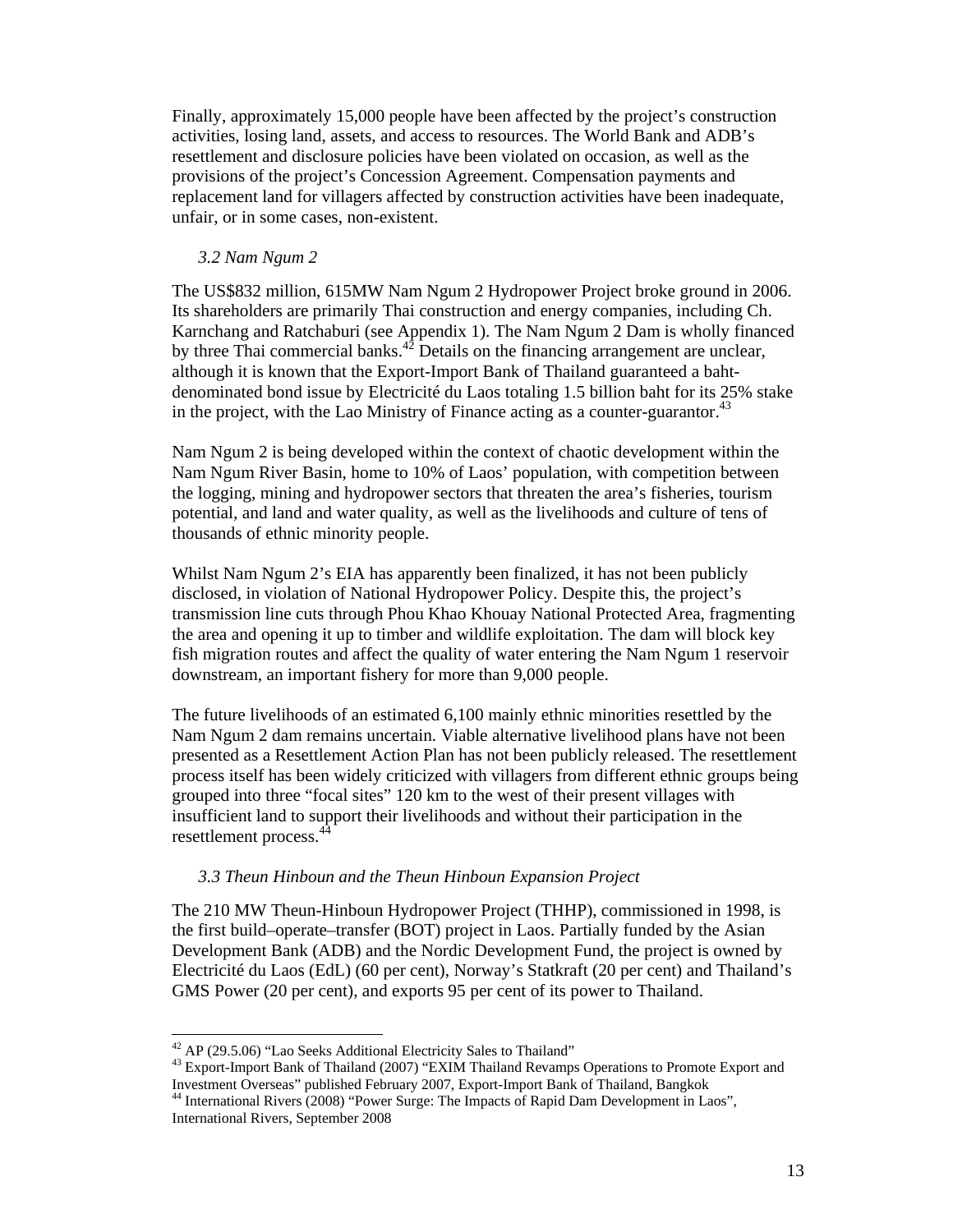Finally, approximately 15,000 people have been affected by the project's construction activities, losing land, assets, and access to resources. The World Bank and ADB's resettlement and disclosure policies have been violated on occasion, as well as the provisions of the project's Concession Agreement. Compensation payments and replacement land for villagers affected by construction activities have been inadequate, unfair, or in some cases, non-existent.

### *3.2 Nam Ngum 2*

The US$832 million, 615MW Nam Ngum 2 Hydropower Project broke ground in 2006. Its shareholders are primarily Thai construction and energy companies, including Ch. Karnchang and Ratchaburi (see Appendix 1). The Nam Ngum 2 Dam is wholly financed by three Thai commercial banks.[42] Details on the financing arrangement are unclear, although it is known that the Export-Import Bank of Thailand guaranteed a baht-denominated bond issue by Electricité du Laos totaling 1.5 billion baht for its 25% stake in the project, with the Lao Ministry of Finance acting as a counter-guarantor.[43]

Nam Ngum 2 is being developed within the context of chaotic development within the Nam Ngum River Basin, home to 10% of Laos' population, with competition between the logging, mining and hydropower sectors that threaten the area's fisheries, tourism potential, and land and water quality, as well as the livelihoods and culture of tens of thousands of ethnic minority people.

Whilst Nam Ngum 2's EIA has apparently been finalized, it has not been publicly disclosed, in violation of National Hydropower Policy. Despite this, the project's transmission line cuts through Phou Khao Khouay National Protected Area, fragmenting the area and opening it up to timber and wildlife exploitation. The dam will block key fish migration routes and affect the quality of water entering the Nam Ngum 1 reservoir downstream, an important fishery for more than 9,000 people.

The future livelihoods of an estimated 6,100 mainly ethnic minorities resettled by the Nam Ngum 2 dam remains uncertain. Viable alternative livelihood plans have not been presented as a Resettlement Action Plan has not been publicly released. The resettlement process itself has been widely criticized with villagers from different ethnic groups being grouped into three "focal sites" 120 km to the west of their present villages with insufficient land to support their livelihoods and without their participation in the resettlement process.[44]

### *3.3 Theun Hinboun and the Theun Hinboun Expansion Project*

The 210 MW Theun-Hinboun Hydropower Project (THHP), commissioned in 1998, is the first build–operate–transfer (BOT) project in Laos. Partially funded by the Asian Development Bank (ADB) and the Nordic Development Fund, the project is owned by Electricité du Laos (EdL) (60 per cent), Norway's Statkraft (20 per cent) and Thailand's GMS Power (20 per cent), and exports 95 per cent of its power to Thailand.

---

[42] AP (29.5.06) "Lao Seeks Additional Electricity Sales to Thailand"

[43] Export-Import Bank of Thailand (2007) "EXIM Thailand Revamps Operations to Promote Export and Investment Overseas" published February 2007, Export-Import Bank of Thailand, Bangkok

[44] International Rivers (2008) "Power Surge: The Impacts of Rapid Dam Development in Laos", International Rivers, September 2008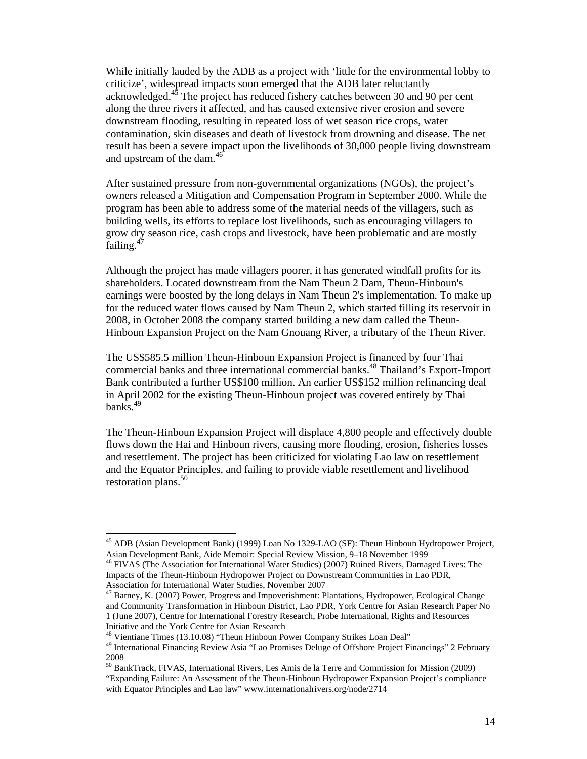While initially lauded by the ADB as a project with 'little for the environmental lobby to criticize', widespread impacts soon emerged that the ADB later reluctantly acknowledged.[45] The project has reduced fishery catches between 30 and 90 per cent along the three rivers it affected, and has caused extensive river erosion and severe downstream flooding, resulting in repeated loss of wet season rice crops, water contamination, skin diseases and death of livestock from drowning and disease. The net result has been a severe impact upon the livelihoods of 30,000 people living downstream and upstream of the dam.[46]

After sustained pressure from non-governmental organizations (NGOs), the project's owners released a Mitigation and Compensation Program in September 2000. While the program has been able to address some of the material needs of the villagers, such as building wells, its efforts to replace lost livelihoods, such as encouraging villagers to grow dry season rice, cash crops and livestock, have been problematic and are mostly failing.[47]

Although the project has made villagers poorer, it has generated windfall profits for its shareholders. Located downstream from the Nam Theun 2 Dam, Theun-Hinboun's earnings were boosted by the long delays in Nam Theun 2's implementation. To make up for the reduced water flows caused by Nam Theun 2, which started filling its reservoir in 2008, in October 2008 the company started building a new dam called the Theun-Hinboun Expansion Project on the Nam Gnouang River, a tributary of the Theun River.

The US$585.5 million Theun-Hinboun Expansion Project is financed by four Thai commercial banks and three international commercial banks.[48] Thailand's Export-Import Bank contributed a further US$100 million. An earlier US$152 million refinancing deal in April 2002 for the existing Theun-Hinboun project was covered entirely by Thai banks.[49]

The Theun-Hinboun Expansion Project will displace 4,800 people and effectively double flows down the Hai and Hinboun rivers, causing more flooding, erosion, fisheries losses and resettlement. The project has been criticized for violating Lao law on resettlement and the Equator Principles, and failing to provide viable resettlement and livelihood restoration plans.[50]

---

[45] ADB (Asian Development Bank) (1999) Loan No 1329-LAO (SF): Theun Hinboun Hydropower Project, Asian Development Bank, Aide Memoir: Special Review Mission, 9–18 November 1999

[46] FIVAS (The Association for International Water Studies) (2007) Ruined Rivers, Damaged Lives: The Impacts of the Theun-Hinboun Hydropower Project on Downstream Communities in Lao PDR, Association for International Water Studies, November 2007

[47] Barney, K. (2007) Power, Progress and Impoverishment: Plantations, Hydropower, Ecological Change and Community Transformation in Hinboun District, Lao PDR, York Centre for Asian Research Paper No 1 (June 2007), Centre for International Forestry Research, Probe International, Rights and Resources Initiative and the York Centre for Asian Research

[48] Vientiane Times (13.10.08) "Theun Hinboun Power Company Strikes Loan Deal"

[49] International Financing Review Asia "Lao Promises Deluge of Offshore Project Financings" 2 February 2008

[50] BankTrack, FIVAS, International Rivers, Les Amis de la Terre and Commission for Mission (2009) "Expanding Failure: An Assessment of the Theun-Hinboun Hydropower Expansion Project's compliance with Equator Principles and Lao law" www.internationalrivers.org/node/2714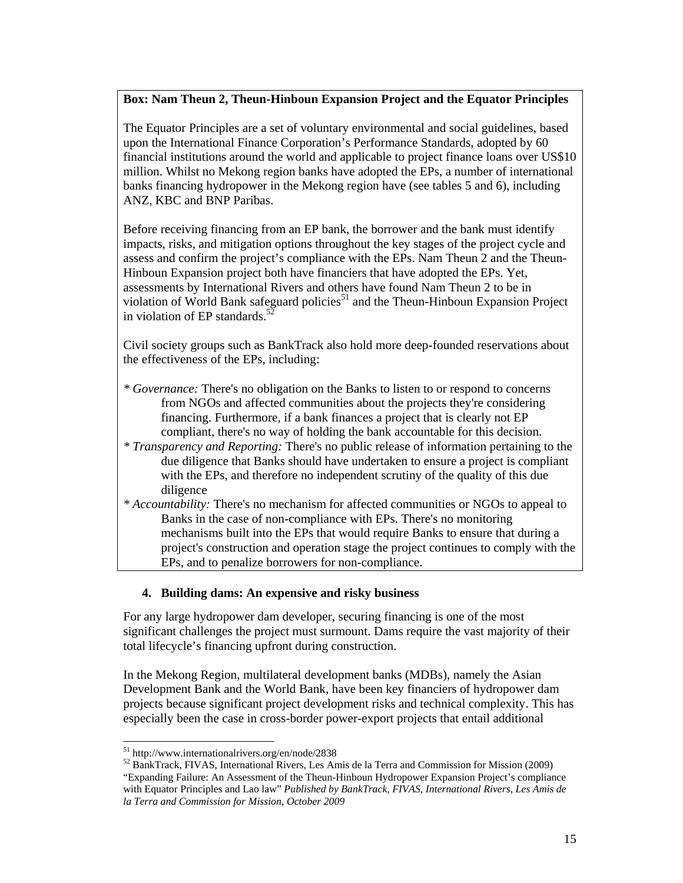**Box: Nam Theun 2, Theun-Hinboun Expansion Project and the Equator Principles**

The Equator Principles are a set of voluntary environmental and social guidelines, based upon the International Finance Corporation's Performance Standards, adopted by 60 financial institutions around the world and applicable to project finance loans over US$10 million. Whilst no Mekong region banks have adopted the EPs, a number of international banks financing hydropower in the Mekong region have (see tables 5 and 6), including ANZ, KBC and BNP Paribas.

Before receiving financing from an EP bank, the borrower and the bank must identify impacts, risks, and mitigation options throughout the key stages of the project cycle and assess and confirm the project's compliance with the EPs. Nam Theun 2 and the Theun-Hinboun Expansion project both have financiers that have adopted the EPs. Yet, assessments by International Rivers and others have found Nam Theun 2 to be in violation of World Bank safeguard policies[51] and the Theun-Hinboun Expansion Project in violation of EP standards.[52]

Civil society groups such as BankTrack also hold more deep-founded reservations about the effectiveness of the EPs, including:

* *Governance:* There's no obligation on the Banks to listen to or respond to concerns from NGOs and affected communities about the projects they're considering financing. Furthermore, if a bank finances a project that is clearly not EP compliant, there's no way of holding the bank accountable for this decision.
* *Transparency and Reporting:* There's no public release of information pertaining to the due diligence that Banks should have undertaken to ensure a project is compliant with the EPs, and therefore no independent scrutiny of the quality of this due diligence
* *Accountability:* There's no mechanism for affected communities or NGOs to appeal to Banks in the case of non-compliance with EPs. There's no monitoring mechanisms built into the EPs that would require Banks to ensure that during a project's construction and operation stage the project continues to comply with the EPs, and to penalize borrowers for non-compliance.

## 4. Building dams: An expensive and risky business

For any large hydropower dam developer, securing financing is one of the most significant challenges the project must surmount. Dams require the vast majority of their total lifecycle's financing upfront during construction.

In the Mekong Region, multilateral development banks (MDBs), namely the Asian Development Bank and the World Bank, have been key financiers of hydropower dam projects because significant project development risks and technical complexity. This has especially been the case in cross-border power-export projects that entail additional

---

[51] http://www.internationalrivers.org/en/node/2838

[52] BankTrack, FIVAS, International Rivers, Les Amis de la Terra and Commission for Mission (2009) "Expanding Failure: An Assessment of the Theun-Hinboun Hydropower Expansion Project's compliance with Equator Principles and Lao law" *Published by BankTrack, FIVAS, International Rivers, Les Amis de la Terra and Commission for Mission, October 2009*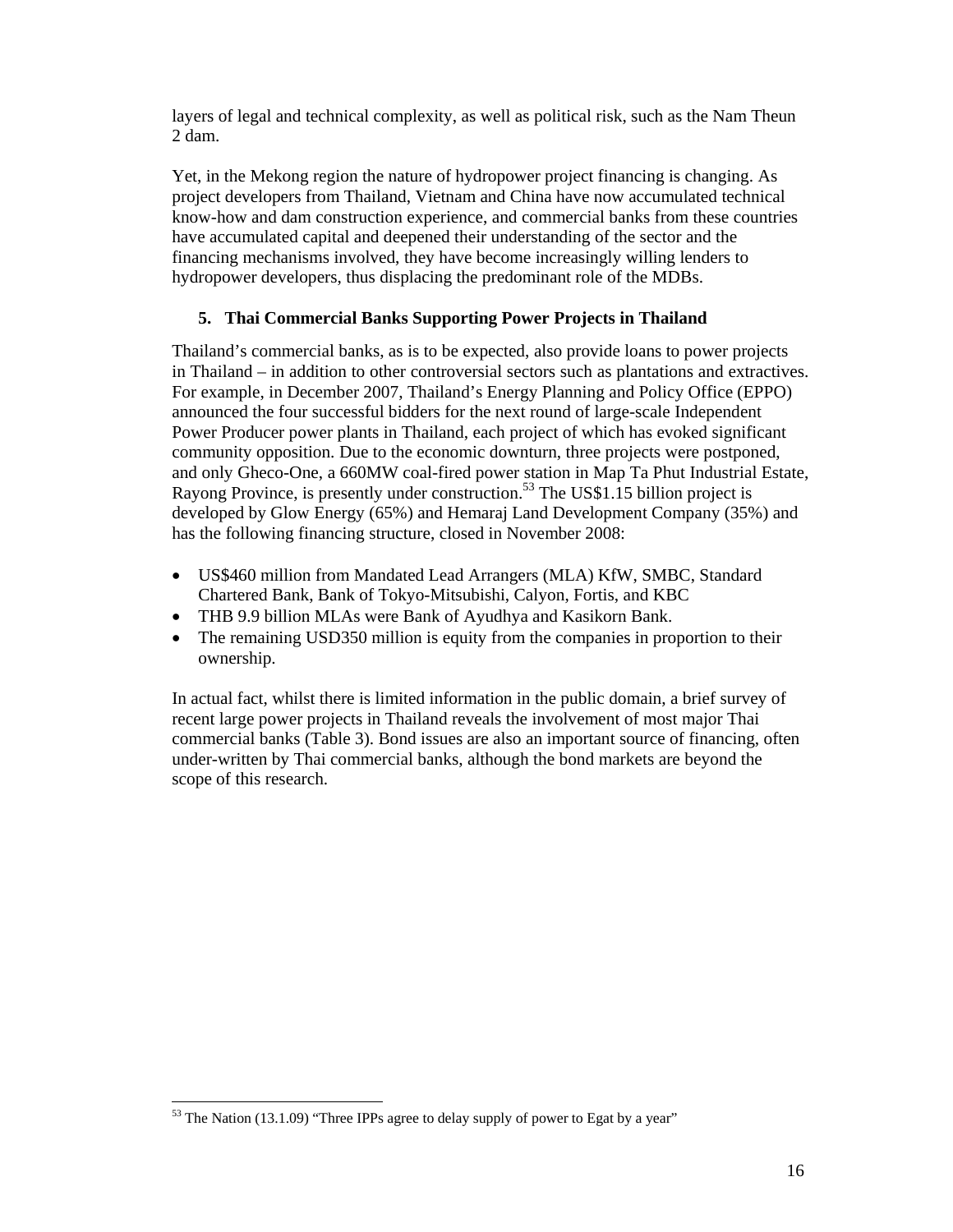layers of legal and technical complexity, as well as political risk, such as the Nam Theun 2 dam.

Yet, in the Mekong region the nature of hydropower project financing is changing. As project developers from Thailand, Vietnam and China have now accumulated technical know-how and dam construction experience, and commercial banks from these countries have accumulated capital and deepened their understanding of the sector and the financing mechanisms involved, they have become increasingly willing lenders to hydropower developers, thus displacing the predominant role of the MDBs.

## 5. Thai Commercial Banks Supporting Power Projects in Thailand

Thailand's commercial banks, as is to be expected, also provide loans to power projects in Thailand – in addition to other controversial sectors such as plantations and extractives. For example, in December 2007, Thailand's Energy Planning and Policy Office (EPPO) announced the four successful bidders for the next round of large-scale Independent Power Producer power plants in Thailand, each project of which has evoked significant community opposition. Due to the economic downturn, three projects were postponed, and only Gheco-One, a 660MW coal-fired power station in Map Ta Phut Industrial Estate, Rayong Province, is presently under construction.[53] The US$1.15 billion project is developed by Glow Energy (65%) and Hemaraj Land Development Company (35%) and has the following financing structure, closed in November 2008:

- US$460 million from Mandated Lead Arrangers (MLA) KfW, SMBC, Standard Chartered Bank, Bank of Tokyo-Mitsubishi, Calyon, Fortis, and KBC
- THB 9.9 billion MLAs were Bank of Ayudhya and Kasikorn Bank.
- The remaining USD350 million is equity from the companies in proportion to their ownership.

In actual fact, whilst there is limited information in the public domain, a brief survey of recent large power projects in Thailand reveals the involvement of most major Thai commercial banks (Table 3). Bond issues are also an important source of financing, often under-written by Thai commercial banks, although the bond markets are beyond the scope of this research.

[53] The Nation (13.1.09) "Three IPPs agree to delay supply of power to Egat by a year"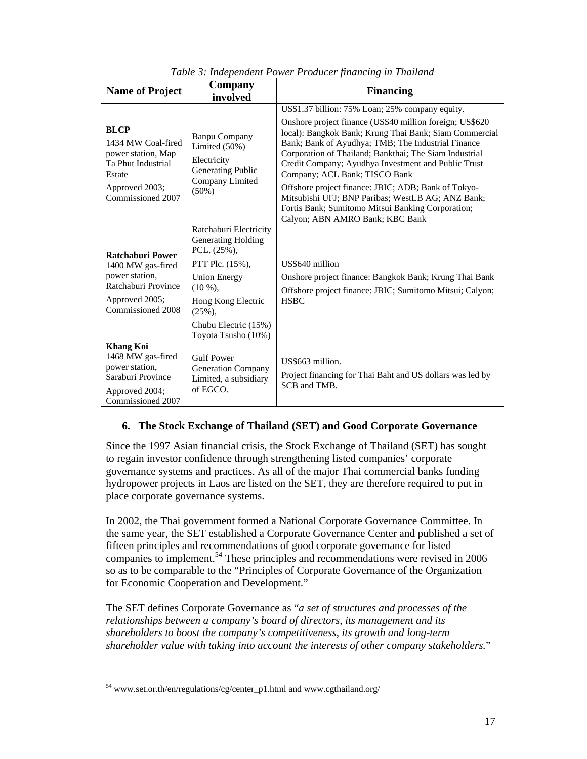*Table 3: Independent Power Producer financing in Thailand*

| Name of Project | Company involved | Financing |
|---|---|---|
| **BLCP**<br>1434 MW Coal-fired power station, Map Ta Phut Industrial Estate<br>Approved 2003; Commissioned 2007 | Banpu Company Limited (50%)<br>Electricity Generating Public Company Limited (50%) | US$1.37 billion: 75% Loan; 25% company equity.<br>Onshore project finance (US$40 million foreign; US$620 local): Bangkok Bank; Krung Thai Bank; Siam Commercial Bank; Bank of Ayudhya; TMB; The Industrial Finance Corporation of Thailand; Bankthai; The Siam Industrial Credit Company; Ayudhya Investment and Public Trust Company; ACL Bank; TISCO Bank<br>Offshore project finance: JBIC; ADB; Bank of Tokyo-Mitsubishi UFJ; BNP Paribas; WestLB AG; ANZ Bank; Fortis Bank; Sumitomo Mitsui Banking Corporation; Calyon; ABN AMRO Bank; KBC Bank |
| **Ratchaburi Power**<br>1400 MW gas-fired power station, Ratchaburi Province<br>Approved 2005; Commissioned 2008 | Ratchaburi Electricity Generating Holding PCL. (25%),<br>PTT Plc. (15%),<br>Union Energy (10 %),<br>Hong Kong Electric (25%),<br>Chubu Electric (15%)<br>Toyota Tsusho (10%) | US$640 million<br>Onshore project finance: Bangkok Bank; Krung Thai Bank<br>Offshore project finance: JBIC; Sumitomo Mitsui; Calyon; HSBC |
| **Khang Koi**<br>1468 MW gas-fired power station, Saraburi Province<br>Approved 2004; Commissioned 2007 | Gulf Power Generation Company Limited, a subsidiary of EGCO. | US$663 million.<br>Project financing for Thai Baht and US dollars was led by SCB and TMB. |

## 6. The Stock Exchange of Thailand (SET) and Good Corporate Governance

Since the 1997 Asian financial crisis, the Stock Exchange of Thailand (SET) has sought to regain investor confidence through strengthening listed companies' corporate governance systems and practices. As all of the major Thai commercial banks funding hydropower projects in Laos are listed on the SET, they are therefore required to put in place corporate governance systems.

In 2002, the Thai government formed a National Corporate Governance Committee. In the same year, the SET established a Corporate Governance Center and published a set of fifteen principles and recommendations of good corporate governance for listed companies to implement.[54] These principles and recommendations were revised in 2006 so as to be comparable to the "Principles of Corporate Governance of the Organization for Economic Cooperation and Development."

The SET defines Corporate Governance as "*a set of structures and processes of the relationships between a company's board of directors, its management and its shareholders to boost the company's competitiveness, its growth and long-term shareholder value with taking into account the interests of other company stakeholders.*"

[54] www.set.or.th/en/regulations/cg/center_p1.html and www.cgthailand.org/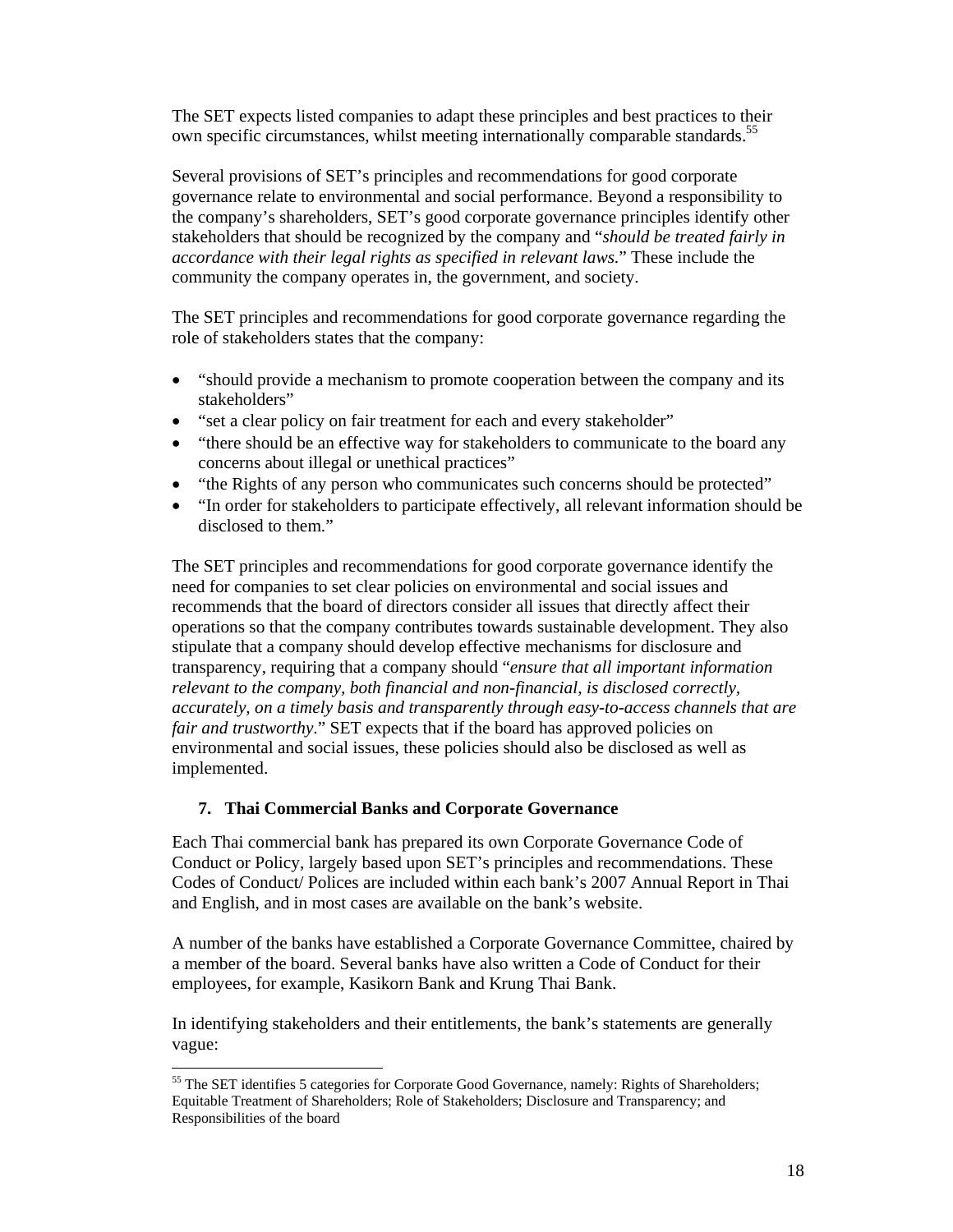The SET expects listed companies to adapt these principles and best practices to their own specific circumstances, whilst meeting internationally comparable standards.[55]

Several provisions of SET's principles and recommendations for good corporate governance relate to environmental and social performance. Beyond a responsibility to the company's shareholders, SET's good corporate governance principles identify other stakeholders that should be recognized by the company and "*should be treated fairly in accordance with their legal rights as specified in relevant laws*." These include the community the company operates in, the government, and society.

The SET principles and recommendations for good corporate governance regarding the role of stakeholders states that the company:

- "should provide a mechanism to promote cooperation between the company and its stakeholders"
- "set a clear policy on fair treatment for each and every stakeholder"
- "there should be an effective way for stakeholders to communicate to the board any concerns about illegal or unethical practices"
- "the Rights of any person who communicates such concerns should be protected"
- "In order for stakeholders to participate effectively, all relevant information should be disclosed to them."

The SET principles and recommendations for good corporate governance identify the need for companies to set clear policies on environmental and social issues and recommends that the board of directors consider all issues that directly affect their operations so that the company contributes towards sustainable development. They also stipulate that a company should develop effective mechanisms for disclosure and transparency, requiring that a company should "*ensure that all important information relevant to the company, both financial and non-financial, is disclosed correctly, accurately, on a timely basis and transparently through easy-to-access channels that are fair and trustworthy*." SET expects that if the board has approved policies on environmental and social issues, these policies should also be disclosed as well as implemented.

## 7. Thai Commercial Banks and Corporate Governance

Each Thai commercial bank has prepared its own Corporate Governance Code of Conduct or Policy, largely based upon SET's principles and recommendations. These Codes of Conduct/ Polices are included within each bank's 2007 Annual Report in Thai and English, and in most cases are available on the bank's website.

A number of the banks have established a Corporate Governance Committee, chaired by a member of the board. Several banks have also written a Code of Conduct for their employees, for example, Kasikorn Bank and Krung Thai Bank.

In identifying stakeholders and their entitlements, the bank's statements are generally vague:

[55] The SET identifies 5 categories for Corporate Good Governance, namely: Rights of Shareholders; Equitable Treatment of Shareholders; Role of Stakeholders; Disclosure and Transparency; and Responsibilities of the board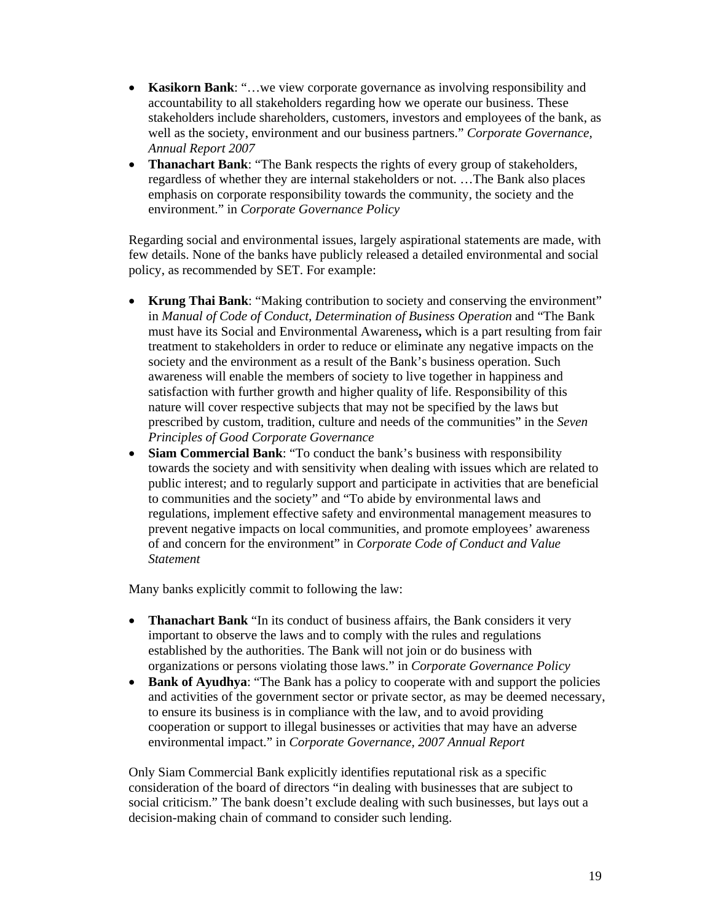- **Kasikorn Bank**: "…we view corporate governance as involving responsibility and accountability to all stakeholders regarding how we operate our business. These stakeholders include shareholders, customers, investors and employees of the bank, as well as the society, environment and our business partners." *Corporate Governance, Annual Report 2007*
- **Thanachart Bank**: "The Bank respects the rights of every group of stakeholders, regardless of whether they are internal stakeholders or not. …The Bank also places emphasis on corporate responsibility towards the community, the society and the environment." in *Corporate Governance Policy*

Regarding social and environmental issues, largely aspirational statements are made, with few details. None of the banks have publicly released a detailed environmental and social policy, as recommended by SET. For example:

- **Krung Thai Bank**: "Making contribution to society and conserving the environment" in *Manual of Code of Conduct, Determination of Business Operation* and "The Bank must have its Social and Environmental Awareness**,** which is a part resulting from fair treatment to stakeholders in order to reduce or eliminate any negative impacts on the society and the environment as a result of the Bank's business operation. Such awareness will enable the members of society to live together in happiness and satisfaction with further growth and higher quality of life. Responsibility of this nature will cover respective subjects that may not be specified by the laws but prescribed by custom, tradition, culture and needs of the communities" in the *Seven Principles of Good Corporate Governance*
- **Siam Commercial Bank**: "To conduct the bank's business with responsibility towards the society and with sensitivity when dealing with issues which are related to public interest; and to regularly support and participate in activities that are beneficial to communities and the society" and "To abide by environmental laws and regulations, implement effective safety and environmental management measures to prevent negative impacts on local communities, and promote employees' awareness of and concern for the environment" in *Corporate Code of Conduct and Value Statement*

Many banks explicitly commit to following the law:

- **Thanachart Bank** "In its conduct of business affairs, the Bank considers it very important to observe the laws and to comply with the rules and regulations established by the authorities. The Bank will not join or do business with organizations or persons violating those laws." in *Corporate Governance Policy*
- **Bank of Ayudhya**: "The Bank has a policy to cooperate with and support the policies and activities of the government sector or private sector, as may be deemed necessary, to ensure its business is in compliance with the law, and to avoid providing cooperation or support to illegal businesses or activities that may have an adverse environmental impact." in *Corporate Governance, 2007 Annual Report*

Only Siam Commercial Bank explicitly identifies reputational risk as a specific consideration of the board of directors "in dealing with businesses that are subject to social criticism." The bank doesn't exclude dealing with such businesses, but lays out a decision-making chain of command to consider such lending.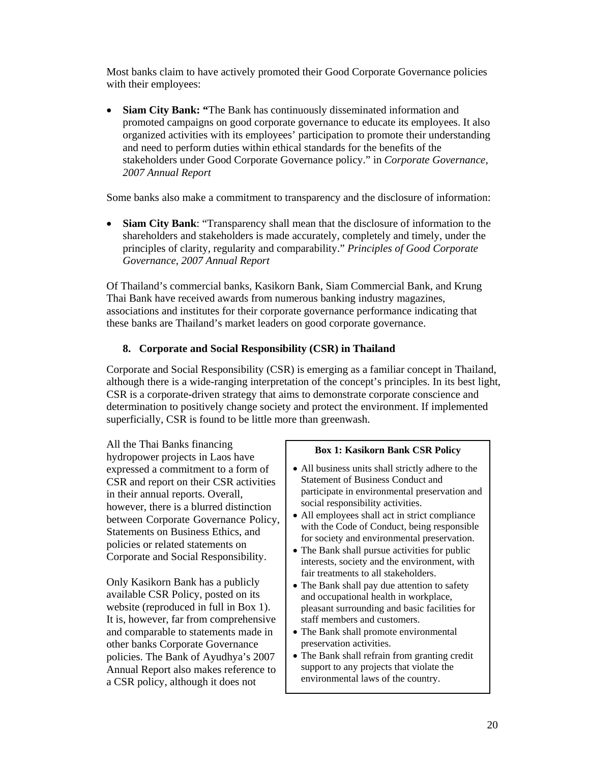Most banks claim to have actively promoted their Good Corporate Governance policies with their employees:

- **Siam City Bank: "**The Bank has continuously disseminated information and promoted campaigns on good corporate governance to educate its employees. It also organized activities with its employees' participation to promote their understanding and need to perform duties within ethical standards for the benefits of the stakeholders under Good Corporate Governance policy." in *Corporate Governance, 2007 Annual Report*

Some banks also make a commitment to transparency and the disclosure of information:

- **Siam City Bank**: "Transparency shall mean that the disclosure of information to the shareholders and stakeholders is made accurately, completely and timely, under the principles of clarity, regularity and comparability." *Principles of Good Corporate Governance, 2007 Annual Report*

Of Thailand's commercial banks, Kasikorn Bank, Siam Commercial Bank, and Krung Thai Bank have received awards from numerous banking industry magazines, associations and institutes for their corporate governance performance indicating that these banks are Thailand's market leaders on good corporate governance.

## 8. Corporate and Social Responsibility (CSR) in Thailand

Corporate and Social Responsibility (CSR) is emerging as a familiar concept in Thailand, although there is a wide-ranging interpretation of the concept's principles. In its best light, CSR is a corporate-driven strategy that aims to demonstrate corporate conscience and determination to positively change society and protect the environment. If implemented superficially, CSR is found to be little more than greenwash.

All the Thai Banks financing hydropower projects in Laos have expressed a commitment to a form of CSR and report on their CSR activities in their annual reports. Overall, however, there is a blurred distinction between Corporate Governance Policy, Statements on Business Ethics, and policies or related statements on Corporate and Social Responsibility.

Only Kasikorn Bank has a publicly available CSR Policy, posted on its website (reproduced in full in Box 1). It is, however, far from comprehensive and comparable to statements made in other banks Corporate Governance policies. The Bank of Ayudhya's 2007 Annual Report also makes reference to a CSR policy, although it does not

**Box 1: Kasikorn Bank CSR Policy**

- All business units shall strictly adhere to the Statement of Business Conduct and participate in environmental preservation and social responsibility activities.
- All employees shall act in strict compliance with the Code of Conduct, being responsible for society and environmental preservation.
- The Bank shall pursue activities for public interests, society and the environment, with fair treatments to all stakeholders.
- The Bank shall pay due attention to safety and occupational health in workplace, pleasant surrounding and basic facilities for staff members and customers.
- The Bank shall promote environmental preservation activities.
- The Bank shall refrain from granting credit support to any projects that violate the environmental laws of the country.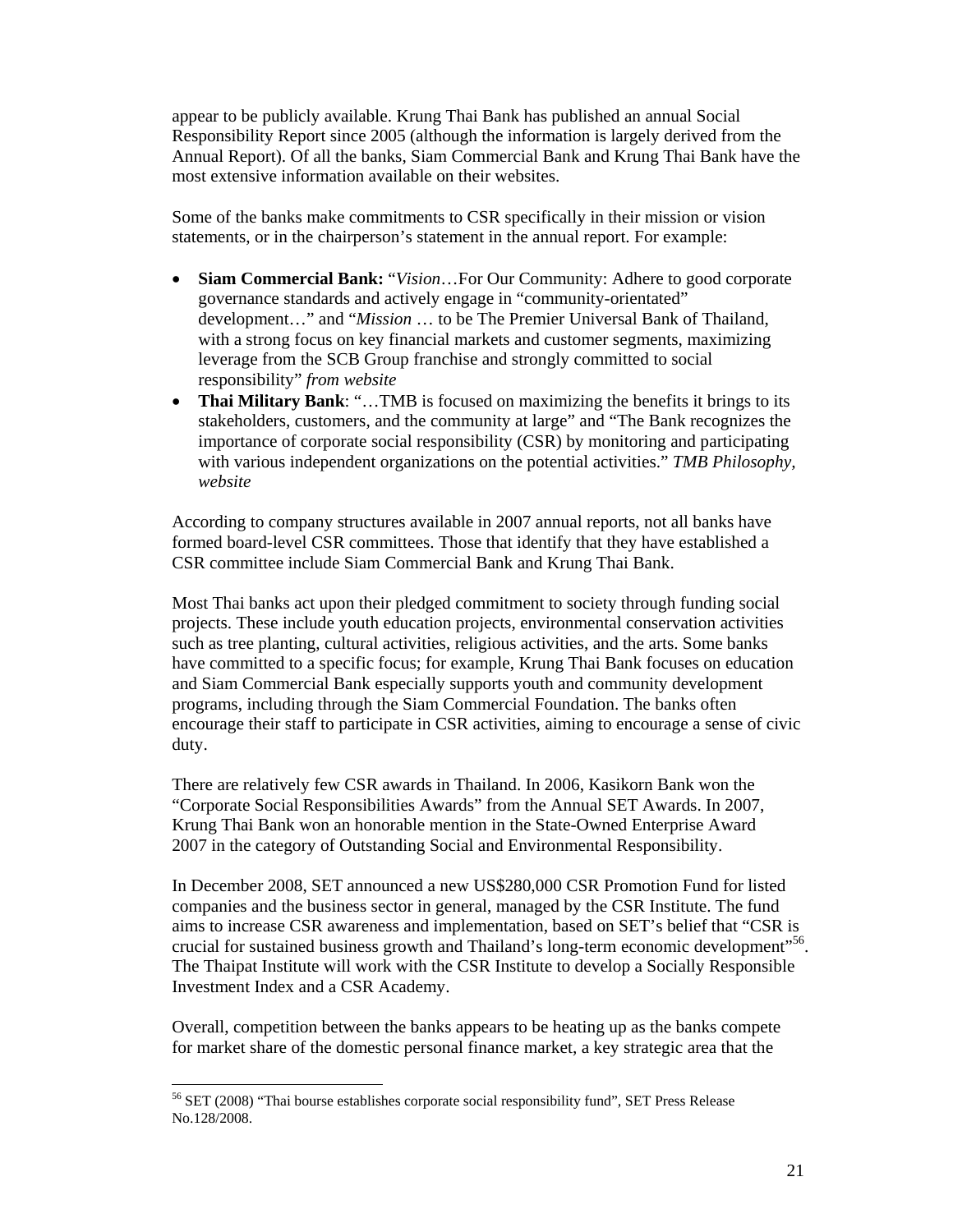appear to be publicly available. Krung Thai Bank has published an annual Social Responsibility Report since 2005 (although the information is largely derived from the Annual Report). Of all the banks, Siam Commercial Bank and Krung Thai Bank have the most extensive information available on their websites.

Some of the banks make commitments to CSR specifically in their mission or vision statements, or in the chairperson's statement in the annual report. For example:

- **Siam Commercial Bank:** "*Vision*…For Our Community: Adhere to good corporate governance standards and actively engage in "community-orientated" development…" and "*Mission* … to be The Premier Universal Bank of Thailand, with a strong focus on key financial markets and customer segments, maximizing leverage from the SCB Group franchise and strongly committed to social responsibility" *from website*
- **Thai Military Bank**: "…TMB is focused on maximizing the benefits it brings to its stakeholders, customers, and the community at large" and "The Bank recognizes the importance of corporate social responsibility (CSR) by monitoring and participating with various independent organizations on the potential activities." *TMB Philosophy, website*

According to company structures available in 2007 annual reports, not all banks have formed board-level CSR committees. Those that identify that they have established a CSR committee include Siam Commercial Bank and Krung Thai Bank.

Most Thai banks act upon their pledged commitment to society through funding social projects. These include youth education projects, environmental conservation activities such as tree planting, cultural activities, religious activities, and the arts. Some banks have committed to a specific focus; for example, Krung Thai Bank focuses on education and Siam Commercial Bank especially supports youth and community development programs, including through the Siam Commercial Foundation. The banks often encourage their staff to participate in CSR activities, aiming to encourage a sense of civic duty.

There are relatively few CSR awards in Thailand. In 2006, Kasikorn Bank won the "Corporate Social Responsibilities Awards" from the Annual SET Awards. In 2007, Krung Thai Bank won an honorable mention in the State-Owned Enterprise Award 2007 in the category of Outstanding Social and Environmental Responsibility.

In December 2008, SET announced a new US$280,000 CSR Promotion Fund for listed companies and the business sector in general, managed by the CSR Institute. The fund aims to increase CSR awareness and implementation, based on SET's belief that "CSR is crucial for sustained business growth and Thailand's long-term economic development"[56]. The Thaipat Institute will work with the CSR Institute to develop a Socially Responsible Investment Index and a CSR Academy.

Overall, competition between the banks appears to be heating up as the banks compete for market share of the domestic personal finance market, a key strategic area that the

[56] SET (2008) "Thai bourse establishes corporate social responsibility fund", SET Press Release No.128/2008.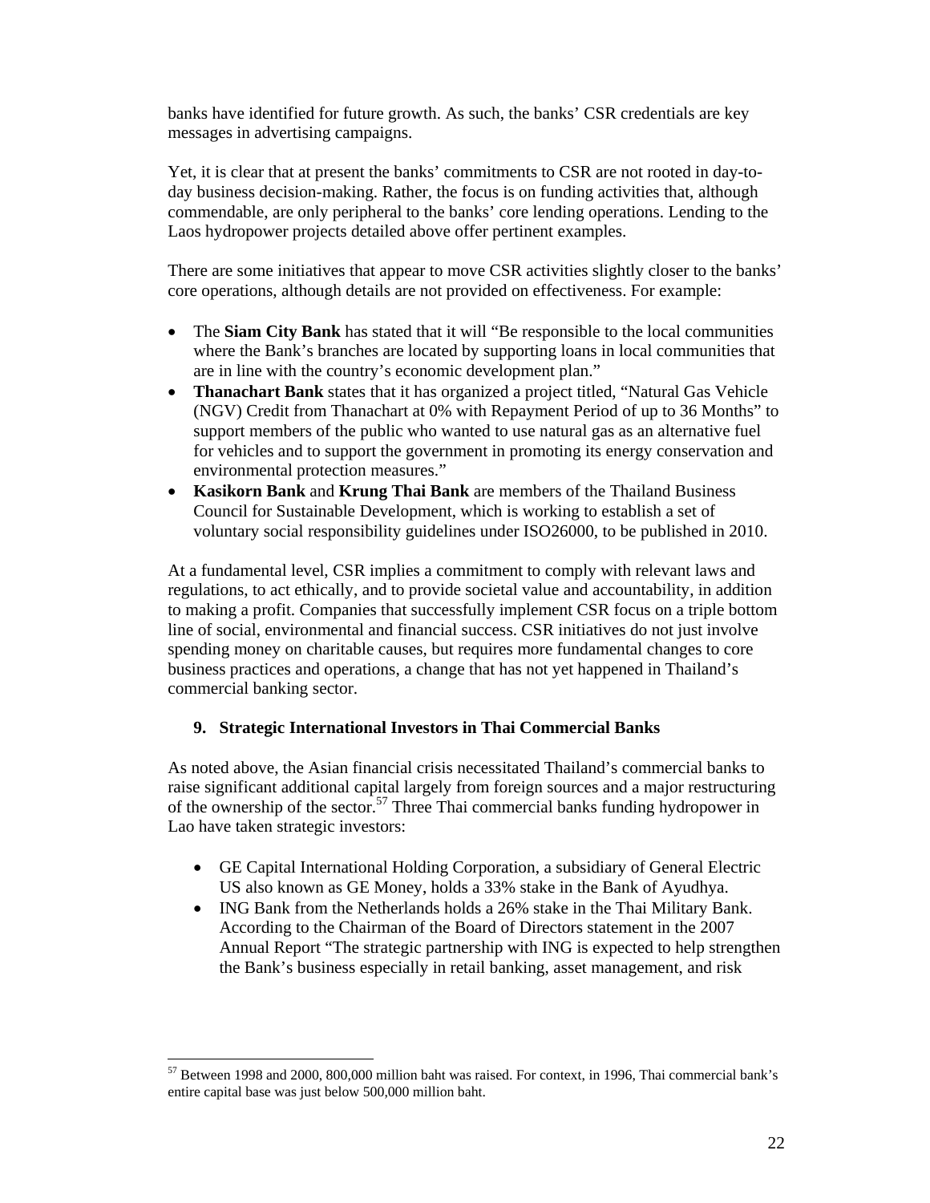banks have identified for future growth. As such, the banks' CSR credentials are key messages in advertising campaigns.

Yet, it is clear that at present the banks' commitments to CSR are not rooted in day-to-day business decision-making. Rather, the focus is on funding activities that, although commendable, are only peripheral to the banks' core lending operations. Lending to the Laos hydropower projects detailed above offer pertinent examples.

There are some initiatives that appear to move CSR activities slightly closer to the banks' core operations, although details are not provided on effectiveness. For example:

- The **Siam City Bank** has stated that it will "Be responsible to the local communities where the Bank's branches are located by supporting loans in local communities that are in line with the country's economic development plan."
- **Thanachart Bank** states that it has organized a project titled, "Natural Gas Vehicle (NGV) Credit from Thanachart at 0% with Repayment Period of up to 36 Months" to support members of the public who wanted to use natural gas as an alternative fuel for vehicles and to support the government in promoting its energy conservation and environmental protection measures."
- **Kasikorn Bank** and **Krung Thai Bank** are members of the Thailand Business Council for Sustainable Development, which is working to establish a set of voluntary social responsibility guidelines under ISO26000, to be published in 2010.

At a fundamental level, CSR implies a commitment to comply with relevant laws and regulations, to act ethically, and to provide societal value and accountability, in addition to making a profit. Companies that successfully implement CSR focus on a triple bottom line of social, environmental and financial success. CSR initiatives do not just involve spending money on charitable causes, but requires more fundamental changes to core business practices and operations, a change that has not yet happened in Thailand's commercial banking sector.

## 9. Strategic International Investors in Thai Commercial Banks

As noted above, the Asian financial crisis necessitated Thailand's commercial banks to raise significant additional capital largely from foreign sources and a major restructuring of the ownership of the sector.[57] Three Thai commercial banks funding hydropower in Lao have taken strategic investors:

- GE Capital International Holding Corporation, a subsidiary of General Electric US also known as GE Money, holds a 33% stake in the Bank of Ayudhya.
- ING Bank from the Netherlands holds a 26% stake in the Thai Military Bank. According to the Chairman of the Board of Directors statement in the 2007 Annual Report "The strategic partnership with ING is expected to help strengthen the Bank's business especially in retail banking, asset management, and risk

[57] Between 1998 and 2000, 800,000 million baht was raised. For context, in 1996, Thai commercial bank's entire capital base was just below 500,000 million baht.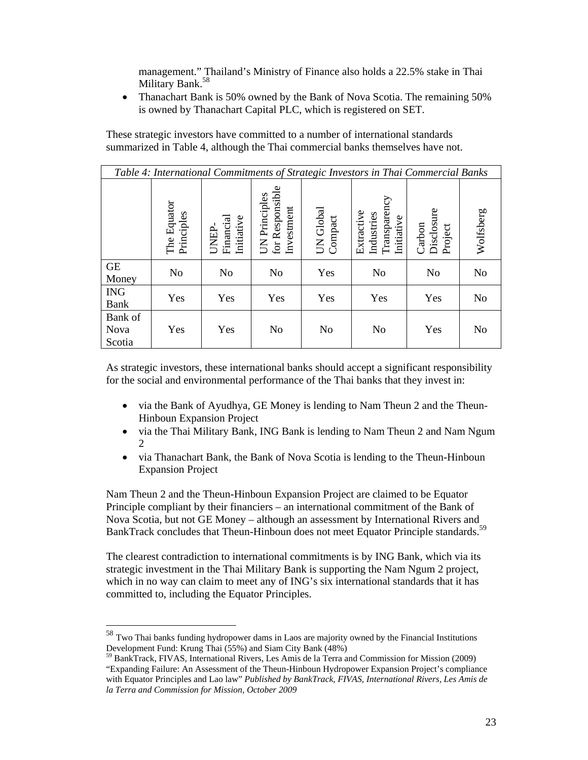management." Thailand's Ministry of Finance also holds a 22.5% stake in Thai Military Bank.[58]

- Thanachart Bank is 50% owned by the Bank of Nova Scotia. The remaining 50% is owned by Thanachart Capital PLC, which is registered on SET.

These strategic investors have committed to a number of international standards summarized in Table 4, although the Thai commercial banks themselves have not.

*Table 4: International Commitments of Strategic Investors in Thai Commercial Banks*

| | The Equator Principles | UNEP-Financial Initiative | UN Principles for Responsible Investment | UN Global Compact | Extractive Industries Transparency Initiative | Carbon Disclosure Project | Wolfsberg |
|---|---|---|---|---|---|---|---|
| GE Money | No | No | No | Yes | No | No | No |
| ING Bank | Yes | Yes | Yes | Yes | Yes | Yes | No |
| Bank of Nova Scotia | Yes | Yes | No | No | No | Yes | No |

As strategic investors, these international banks should accept a significant responsibility for the social and environmental performance of the Thai banks that they invest in:

- via the Bank of Ayudhya, GE Money is lending to Nam Theun 2 and the Theun-Hinboun Expansion Project
- via the Thai Military Bank, ING Bank is lending to Nam Theun 2 and Nam Ngum 2
- via Thanachart Bank, the Bank of Nova Scotia is lending to the Theun-Hinboun Expansion Project

Nam Theun 2 and the Theun-Hinboun Expansion Project are claimed to be Equator Principle compliant by their financiers – an international commitment of the Bank of Nova Scotia, but not GE Money – although an assessment by International Rivers and BankTrack concludes that Theun-Hinboun does not meet Equator Principle standards.[59]

The clearest contradiction to international commitments is by ING Bank, which via its strategic investment in the Thai Military Bank is supporting the Nam Ngum 2 project, which in no way can claim to meet any of ING's six international standards that it has committed to, including the Equator Principles.

---

[58] Two Thai banks funding hydropower dams in Laos are majority owned by the Financial Institutions Development Fund: Krung Thai (55%) and Siam City Bank (48%)

[59] BankTrack, FIVAS, International Rivers, Les Amis de la Terra and Commission for Mission (2009) "Expanding Failure: An Assessment of the Theun-Hinboun Hydropower Expansion Project's compliance with Equator Principles and Lao law" *Published by BankTrack, FIVAS, International Rivers, Les Amis de la Terra and Commission for Mission, October 2009*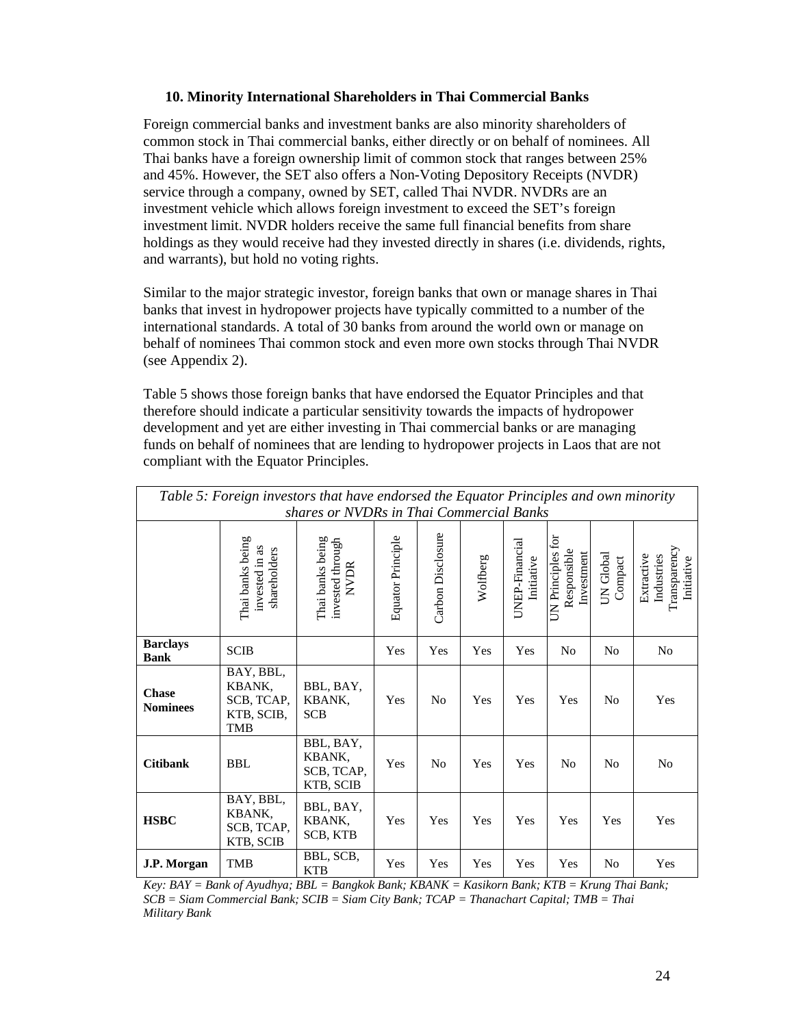### 10. Minority International Shareholders in Thai Commercial Banks

Foreign commercial banks and investment banks are also minority shareholders of common stock in Thai commercial banks, either directly or on behalf of nominees. All Thai banks have a foreign ownership limit of common stock that ranges between 25% and 45%. However, the SET also offers a Non-Voting Depository Receipts (NVDR) service through a company, owned by SET, called Thai NVDR. NVDRs are an investment vehicle which allows foreign investment to exceed the SET's foreign investment limit. NVDR holders receive the same full financial benefits from share holdings as they would receive had they invested directly in shares (i.e. dividends, rights, and warrants), but hold no voting rights.

Similar to the major strategic investor, foreign banks that own or manage shares in Thai banks that invest in hydropower projects have typically committed to a number of the international standards. A total of 30 banks from around the world own or manage on behalf of nominees Thai common stock and even more own stocks through Thai NVDR (see Appendix 2).

Table 5 shows those foreign banks that have endorsed the Equator Principles and that therefore should indicate a particular sensitivity towards the impacts of hydropower development and yet are either investing in Thai commercial banks or are managing funds on behalf of nominees that are lending to hydropower projects in Laos that are not compliant with the Equator Principles.

*Table 5: Foreign investors that have endorsed the Equator Principles and own minority shares or NVDRs in Thai Commercial Banks*

| | Thai banks being invested in as shareholders | Thai banks being invested through NVDR | Equator Principle | Carbon Disclosure | Wolfberg | UNEP-Financial Initiative | UN Principles for Responsible Investment | UN Global Compact | Extractive Industries Transparency Initiative |
|---|---|---|---|---|---|---|---|---|---|
| **Barclays Bank** | SCIB | | Yes | Yes | Yes | Yes | No | No | No |
| **Chase Nominees** | BAY, BBL, KBANK, SCB, TCAP, KTB, SCIB, TMB | BBL, BAY, KBANK, SCB | Yes | No | Yes | Yes | Yes | No | Yes |
| **Citibank** | BBL | BBL, BAY, KBANK, SCB, TCAP, KTB, SCIB | Yes | No | Yes | Yes | No | No | No |
| **HSBC** | BAY, BBL, KBANK, SCB, TCAP, KTB, SCIB | BBL, BAY, KBANK, SCB, KTB | Yes | Yes | Yes | Yes | Yes | Yes | Yes |
| **J.P. Morgan** | TMB | BBL, SCB, KTB | Yes | Yes | Yes | Yes | Yes | No | Yes |

*Key: BAY = Bank of Ayudhya; BBL = Bangkok Bank; KBANK = Kasikorn Bank; KTB = Krung Thai Bank; SCB = Siam Commercial Bank; SCIB = Siam City Bank; TCAP = Thanachart Capital; TMB = Thai Military Bank*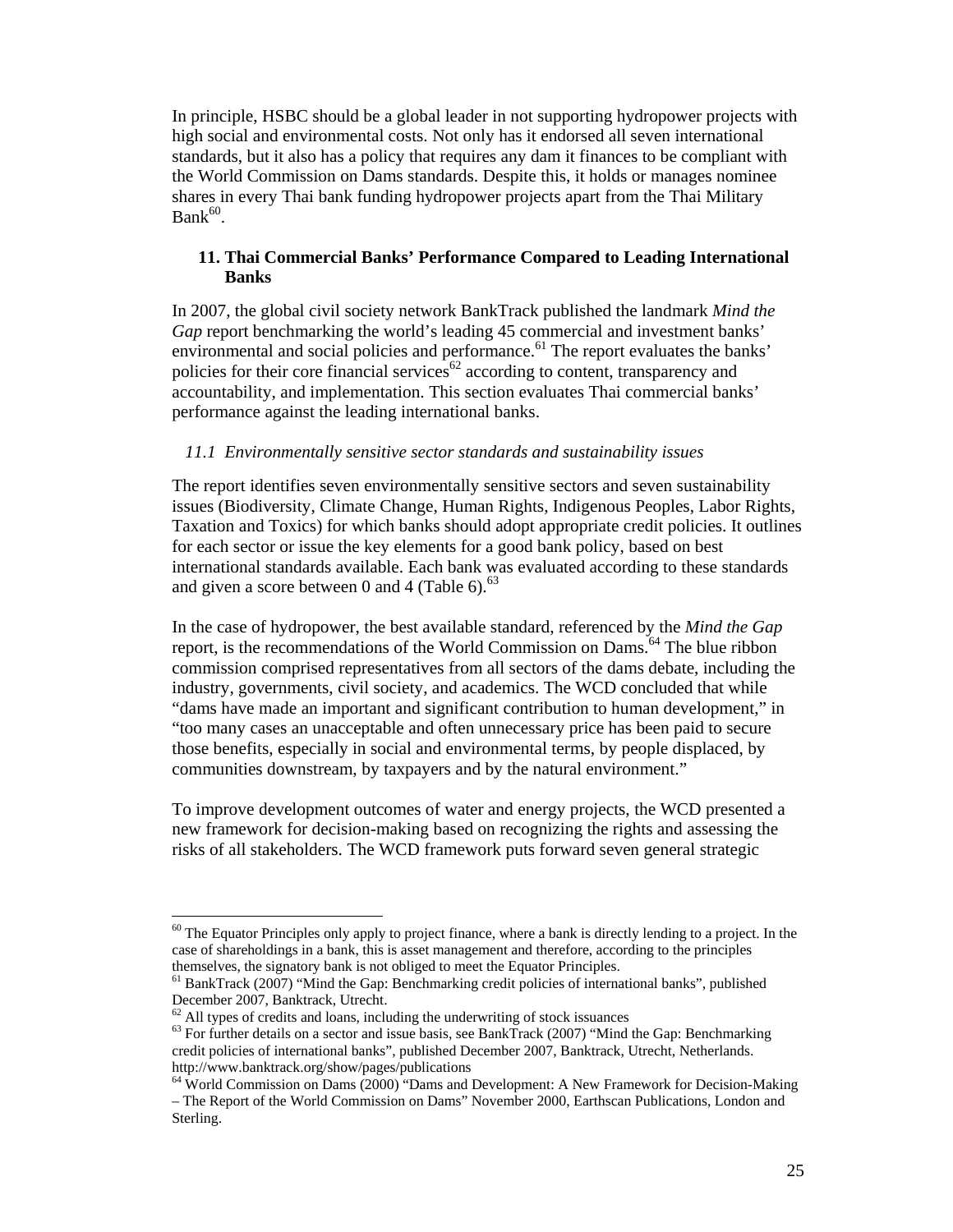In principle, HSBC should be a global leader in not supporting hydropower projects with high social and environmental costs. Not only has it endorsed all seven international standards, but it also has a policy that requires any dam it finances to be compliant with the World Commission on Dams standards. Despite this, it holds or manages nominee shares in every Thai bank funding hydropower projects apart from the Thai Military Bank[60].

## 11. Thai Commercial Banks' Performance Compared to Leading International Banks

In 2007, the global civil society network BankTrack published the landmark *Mind the Gap* report benchmarking the world's leading 45 commercial and investment banks' environmental and social policies and performance.[61] The report evaluates the banks' policies for their core financial services[62] according to content, transparency and accountability, and implementation. This section evaluates Thai commercial banks' performance against the leading international banks.

### *11.1 Environmentally sensitive sector standards and sustainability issues*

The report identifies seven environmentally sensitive sectors and seven sustainability issues (Biodiversity, Climate Change, Human Rights, Indigenous Peoples, Labor Rights, Taxation and Toxics) for which banks should adopt appropriate credit policies. It outlines for each sector or issue the key elements for a good bank policy, based on best international standards available. Each bank was evaluated according to these standards and given a score between 0 and 4 (Table 6).[63]

In the case of hydropower, the best available standard, referenced by the *Mind the Gap* report, is the recommendations of the World Commission on Dams.[64] The blue ribbon commission comprised representatives from all sectors of the dams debate, including the industry, governments, civil society, and academics. The WCD concluded that while "dams have made an important and significant contribution to human development," in "too many cases an unacceptable and often unnecessary price has been paid to secure those benefits, especially in social and environmental terms, by people displaced, by communities downstream, by taxpayers and by the natural environment."

To improve development outcomes of water and energy projects, the WCD presented a new framework for decision-making based on recognizing the rights and assessing the risks of all stakeholders. The WCD framework puts forward seven general strategic

---

[60] The Equator Principles only apply to project finance, where a bank is directly lending to a project. In the case of shareholdings in a bank, this is asset management and therefore, according to the principles themselves, the signatory bank is not obliged to meet the Equator Principles.

[61] BankTrack (2007) "Mind the Gap: Benchmarking credit policies of international banks", published December 2007, Banktrack, Utrecht.

[62] All types of credits and loans, including the underwriting of stock issuances

[63] For further details on a sector and issue basis, see BankTrack (2007) "Mind the Gap: Benchmarking credit policies of international banks", published December 2007, Banktrack, Utrecht, Netherlands. http://www.banktrack.org/show/pages/publications

[64] World Commission on Dams (2000) "Dams and Development: A New Framework for Decision-Making – The Report of the World Commission on Dams" November 2000, Earthscan Publications, London and Sterling.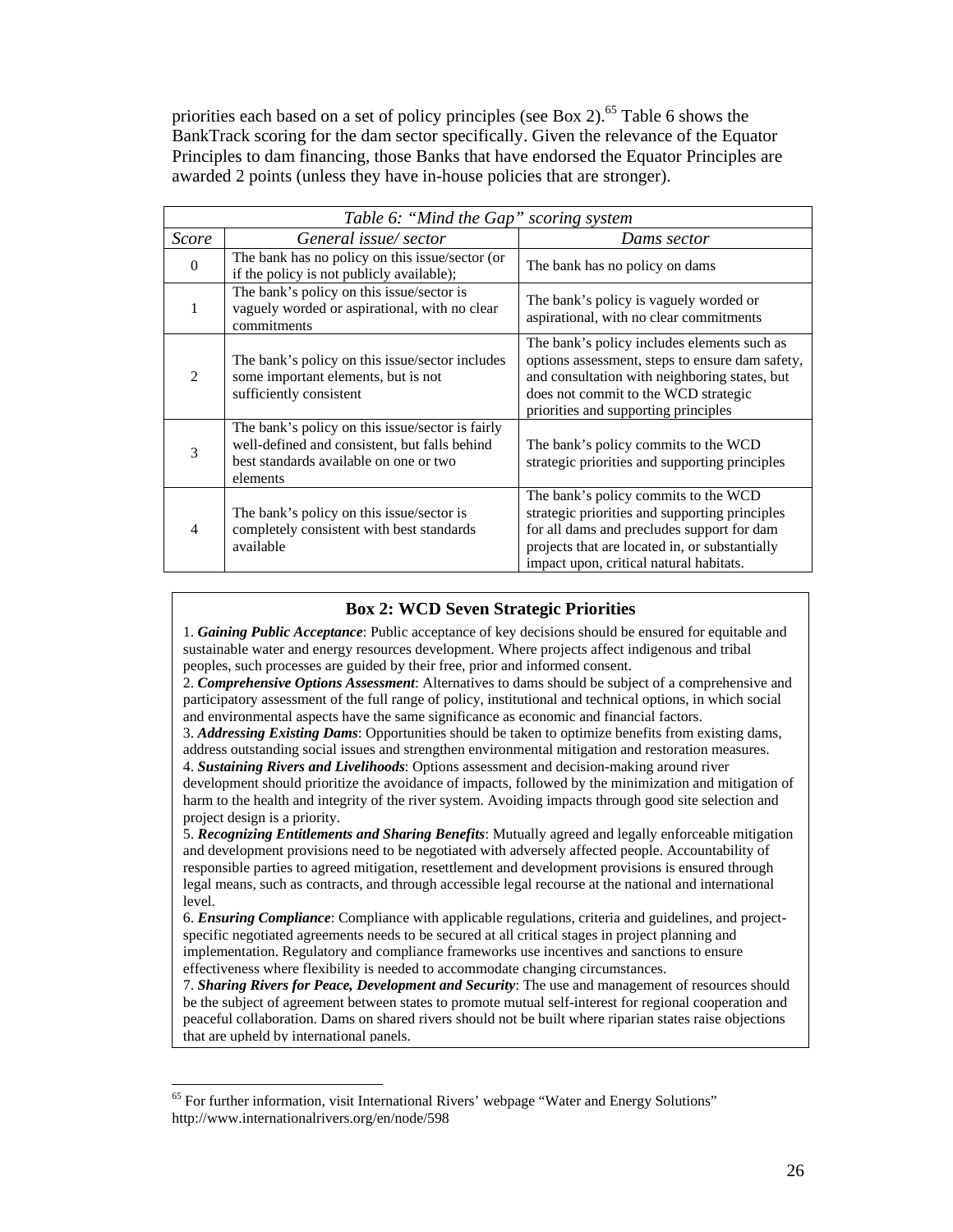priorities each based on a set of policy principles (see Box 2).[65] Table 6 shows the BankTrack scoring for the dam sector specifically. Given the relevance of the Equator Principles to dam financing, those Banks that have endorsed the Equator Principles are awarded 2 points (unless they have in-house policies that are stronger).

*Table 6: "Mind the Gap" scoring system*

| *Score* | *General issue/ sector* | *Dams sector* |
|---|---|---|
| 0 | The bank has no policy on this issue/sector (or if the policy is not publicly available); | The bank has no policy on dams |
| 1 | The bank's policy on this issue/sector is vaguely worded or aspirational, with no clear commitments | The bank's policy is vaguely worded or aspirational, with no clear commitments |
| 2 | The bank's policy on this issue/sector includes some important elements, but is not sufficiently consistent | The bank's policy includes elements such as options assessment, steps to ensure dam safety, and consultation with neighboring states, but does not commit to the WCD strategic priorities and supporting principles |
| 3 | The bank's policy on this issue/sector is fairly well-defined and consistent, but falls behind best standards available on one or two elements | The bank's policy commits to the WCD strategic priorities and supporting principles |
| 4 | The bank's policy on this issue/sector is completely consistent with best standards available | The bank's policy commits to the WCD strategic priorities and supporting principles for all dams and precludes support for dam projects that are located in, or substantially impact upon, critical natural habitats. |

**Box 2: WCD Seven Strategic Priorities**

1. ***Gaining Public Acceptance***: Public acceptance of key decisions should be ensured for equitable and sustainable water and energy resources development. Where projects affect indigenous and tribal peoples, such processes are guided by their free, prior and informed consent.
2. ***Comprehensive Options Assessment***: Alternatives to dams should be subject of a comprehensive and participatory assessment of the full range of policy, institutional and technical options, in which social and environmental aspects have the same significance as economic and financial factors.
3. ***Addressing Existing Dams***: Opportunities should be taken to optimize benefits from existing dams, address outstanding social issues and strengthen environmental mitigation and restoration measures.
4. ***Sustaining Rivers and Livelihoods***: Options assessment and decision-making around river development should prioritize the avoidance of impacts, followed by the minimization and mitigation of harm to the health and integrity of the river system. Avoiding impacts through good site selection and project design is a priority.
5. ***Recognizing Entitlements and Sharing Benefits***: Mutually agreed and legally enforceable mitigation and development provisions need to be negotiated with adversely affected people. Accountability of responsible parties to agreed mitigation, resettlement and development provisions is ensured through legal means, such as contracts, and through accessible legal recourse at the national and international level.
6. ***Ensuring Compliance***: Compliance with applicable regulations, criteria and guidelines, and project-specific negotiated agreements needs to be secured at all critical stages in project planning and implementation. Regulatory and compliance frameworks use incentives and sanctions to ensure effectiveness where flexibility is needed to accommodate changing circumstances.
7. ***Sharing Rivers for Peace, Development and Security***: The use and management of resources should be the subject of agreement between states to promote mutual self-interest for regional cooperation and peaceful collaboration. Dams on shared rivers should not be built where riparian states raise objections that are upheld by international panels.

[65] For further information, visit International Rivers' webpage "Water and Energy Solutions" http://www.internationalrivers.org/en/node/598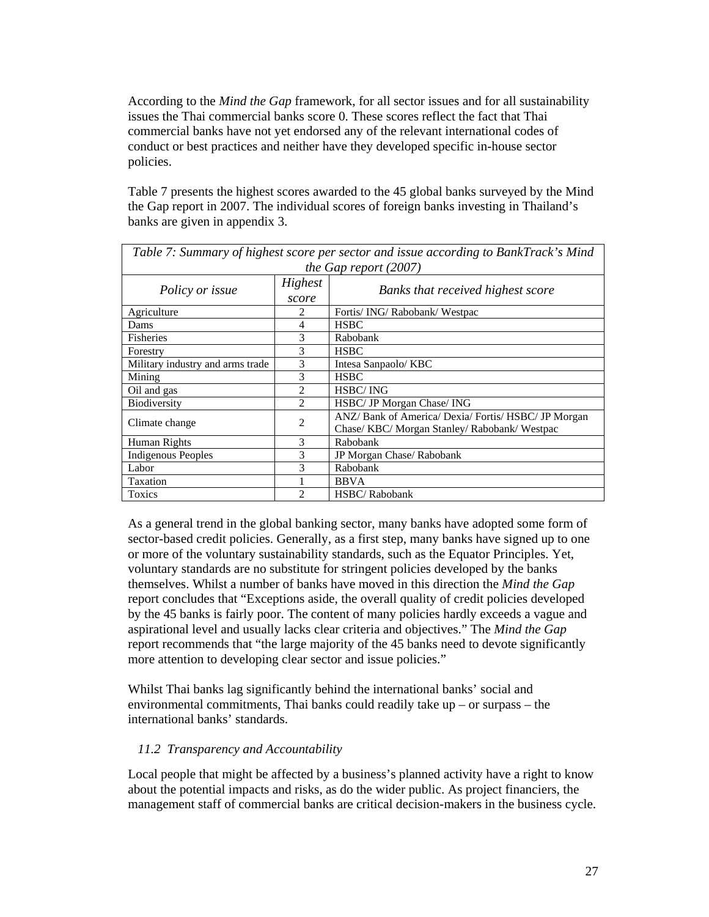According to the *Mind the Gap* framework, for all sector issues and for all sustainability issues the Thai commercial banks score 0. These scores reflect the fact that Thai commercial banks have not yet endorsed any of the relevant international codes of conduct or best practices and neither have they developed specific in-house sector policies.

Table 7 presents the highest scores awarded to the 45 global banks surveyed by the Mind the Gap report in 2007. The individual scores of foreign banks investing in Thailand's banks are given in appendix 3.

*Table 7: Summary of highest score per sector and issue according to BankTrack's Mind the Gap report (2007)*

| *Policy or issue* | *Highest score* | *Banks that received highest score* |
|---|---|---|
| Agriculture | 2 | Fortis/ ING/ Rabobank/ Westpac |
| Dams | 4 | HSBC |
| Fisheries | 3 | Rabobank |
| Forestry | 3 | HSBC |
| Military industry and arms trade | 3 | Intesa Sanpaolo/ KBC |
| Mining | 3 | HSBC |
| Oil and gas | 2 | HSBC/ ING |
| Biodiversity | 2 | HSBC/ JP Morgan Chase/ ING |
| Climate change | 2 | ANZ/ Bank of America/ Dexia/ Fortis/ HSBC/ JP Morgan Chase/ KBC/ Morgan Stanley/ Rabobank/ Westpac |
| Human Rights | 3 | Rabobank |
| Indigenous Peoples | 3 | JP Morgan Chase/ Rabobank |
| Labor | 3 | Rabobank |
| Taxation | 1 | BBVA |
| Toxics | 2 | HSBC/ Rabobank |

As a general trend in the global banking sector, many banks have adopted some form of sector-based credit policies. Generally, as a first step, many banks have signed up to one or more of the voluntary sustainability standards, such as the Equator Principles. Yet, voluntary standards are no substitute for stringent policies developed by the banks themselves. Whilst a number of banks have moved in this direction the *Mind the Gap* report concludes that "Exceptions aside, the overall quality of credit policies developed by the 45 banks is fairly poor. The content of many policies hardly exceeds a vague and aspirational level and usually lacks clear criteria and objectives." The *Mind the Gap* report recommends that "the large majority of the 45 banks need to devote significantly more attention to developing clear sector and issue policies."

Whilst Thai banks lag significantly behind the international banks' social and environmental commitments, Thai banks could readily take up – or surpass – the international banks' standards.

### *11.2 Transparency and Accountability*

Local people that might be affected by a business's planned activity have a right to know about the potential impacts and risks, as do the wider public. As project financiers, the management staff of commercial banks are critical decision-makers in the business cycle.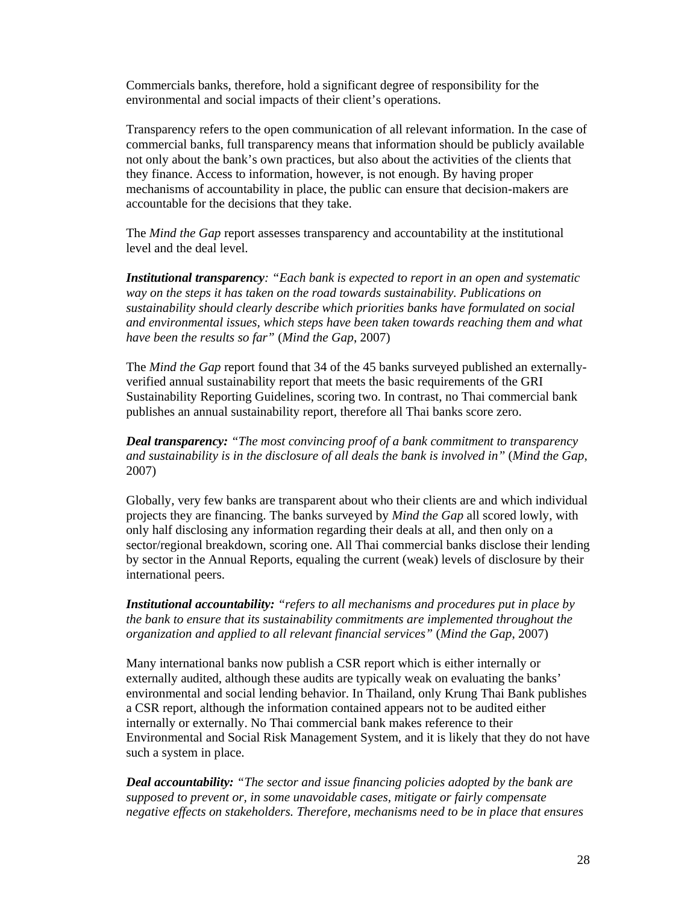Commercials banks, therefore, hold a significant degree of responsibility for the environmental and social impacts of their client's operations.

Transparency refers to the open communication of all relevant information. In the case of commercial banks, full transparency means that information should be publicly available not only about the bank's own practices, but also about the activities of the clients that they finance. Access to information, however, is not enough. By having proper mechanisms of accountability in place, the public can ensure that decision-makers are accountable for the decisions that they take.

The *Mind the Gap* report assesses transparency and accountability at the institutional level and the deal level.

***Institutional transparency****: "Each bank is expected to report in an open and systematic way on the steps it has taken on the road towards sustainability. Publications on sustainability should clearly describe which priorities banks have formulated on social and environmental issues, which steps have been taken towards reaching them and what have been the results so far"* (*Mind the Gap*, 2007)

The *Mind the Gap* report found that 34 of the 45 banks surveyed published an externally-verified annual sustainability report that meets the basic requirements of the GRI Sustainability Reporting Guidelines, scoring two. In contrast, no Thai commercial bank publishes an annual sustainability report, therefore all Thai banks score zero.

***Deal transparency:*** *"The most convincing proof of a bank commitment to transparency and sustainability is in the disclosure of all deals the bank is involved in"* (*Mind the Gap*, 2007)

Globally, very few banks are transparent about who their clients are and which individual projects they are financing. The banks surveyed by *Mind the Gap* all scored lowly, with only half disclosing any information regarding their deals at all, and then only on a sector/regional breakdown, scoring one. All Thai commercial banks disclose their lending by sector in the Annual Reports, equaling the current (weak) levels of disclosure by their international peers.

***Institutional accountability:*** *"refers to all mechanisms and procedures put in place by the bank to ensure that its sustainability commitments are implemented throughout the organization and applied to all relevant financial services"* (*Mind the Gap*, 2007)

Many international banks now publish a CSR report which is either internally or externally audited, although these audits are typically weak on evaluating the banks' environmental and social lending behavior. In Thailand, only Krung Thai Bank publishes a CSR report, although the information contained appears not to be audited either internally or externally. No Thai commercial bank makes reference to their Environmental and Social Risk Management System, and it is likely that they do not have such a system in place.

***Deal accountability:*** *"The sector and issue financing policies adopted by the bank are supposed to prevent or, in some unavoidable cases, mitigate or fairly compensate negative effects on stakeholders. Therefore, mechanisms need to be in place that ensures*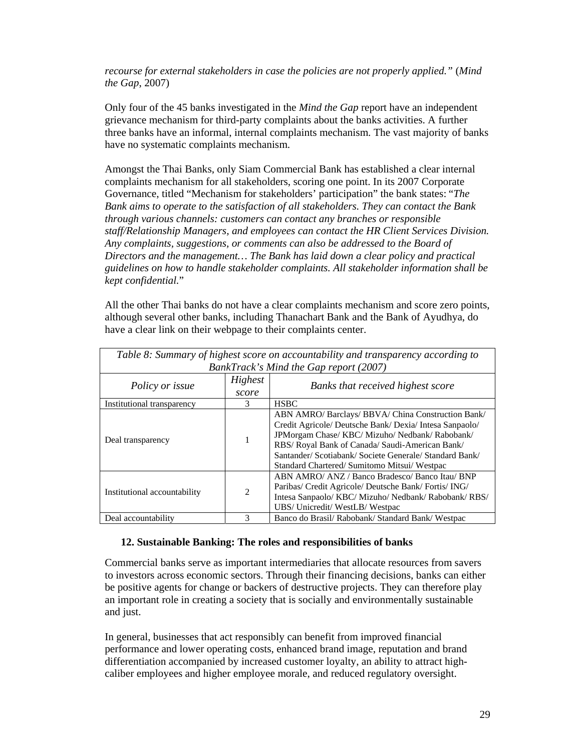*recourse for external stakeholders in case the policies are not properly applied."* (*Mind the Gap*, 2007)

Only four of the 45 banks investigated in the *Mind the Gap* report have an independent grievance mechanism for third-party complaints about the banks activities. A further three banks have an informal, internal complaints mechanism. The vast majority of banks have no systematic complaints mechanism.

Amongst the Thai Banks, only Siam Commercial Bank has established a clear internal complaints mechanism for all stakeholders, scoring one point. In its 2007 Corporate Governance, titled "Mechanism for stakeholders' participation" the bank states: "*The Bank aims to operate to the satisfaction of all stakeholders. They can contact the Bank through various channels: customers can contact any branches or responsible staff/Relationship Managers, and employees can contact the HR Client Services Division. Any complaints, suggestions, or comments can also be addressed to the Board of Directors and the management… The Bank has laid down a clear policy and practical guidelines on how to handle stakeholder complaints. All stakeholder information shall be kept confidential.*"

All the other Thai banks do not have a clear complaints mechanism and score zero points, although several other banks, including Thanachart Bank and the Bank of Ayudhya, do have a clear link on their webpage to their complaints center.

*Table 8: Summary of highest score on accountability and transparency according to BankTrack's Mind the Gap report (2007)*

| *Policy or issue* | *Highest score* | *Banks that received highest score* |
|---|---|---|
| Institutional transparency | 3 | HSBC |
| Deal transparency | 1 | ABN AMRO/ Barclays/ BBVA/ China Construction Bank/ Credit Agricole/ Deutsche Bank/ Dexia/ Intesa Sanpaolo/ JPMorgam Chase/ KBC/ Mizuho/ Nedbank/ Rabobank/ RBS/ Royal Bank of Canada/ Saudi-American Bank/ Santander/ Scotiabank/ Societe Generale/ Standard Bank/ Standard Chartered/ Sumitomo Mitsui/ Westpac |
| Institutional accountability | 2 | ABN AMRO/ ANZ / Banco Bradesco/ Banco Itau/ BNP Paribas/ Credit Agricole/ Deutsche Bank/ Fortis/ ING/ Intesa Sanpaolo/ KBC/ Mizuho/ Nedbank/ Rabobank/ RBS/ UBS/ Unicredit/ WestLB/ Westpac |
| Deal accountability | 3 | Banco do Brasil/ Rabobank/ Standard Bank/ Westpac |

## 12. Sustainable Banking: The roles and responsibilities of banks

Commercial banks serve as important intermediaries that allocate resources from savers to investors across economic sectors. Through their financing decisions, banks can either be positive agents for change or backers of destructive projects. They can therefore play an important role in creating a society that is socially and environmentally sustainable and just.

In general, businesses that act responsibly can benefit from improved financial performance and lower operating costs, enhanced brand image, reputation and brand differentiation accompanied by increased customer loyalty, an ability to attract high-caliber employees and higher employee morale, and reduced regulatory oversight.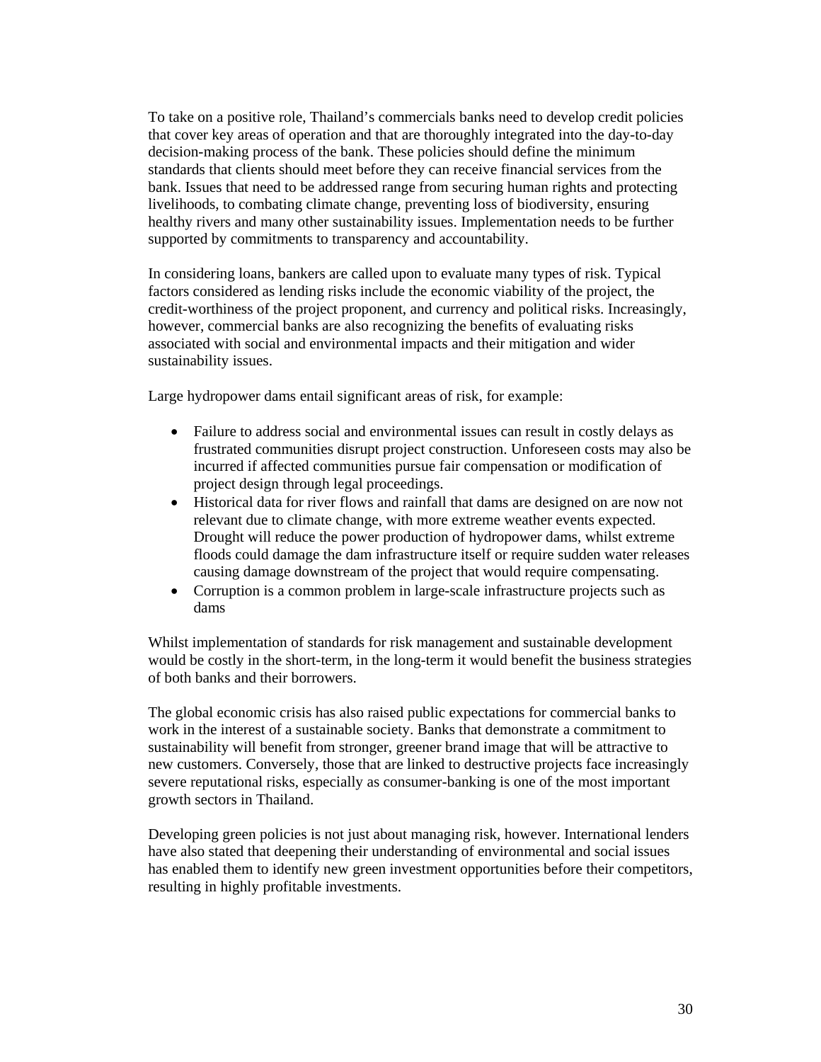To take on a positive role, Thailand's commercials banks need to develop credit policies that cover key areas of operation and that are thoroughly integrated into the day-to-day decision-making process of the bank. These policies should define the minimum standards that clients should meet before they can receive financial services from the bank. Issues that need to be addressed range from securing human rights and protecting livelihoods, to combating climate change, preventing loss of biodiversity, ensuring healthy rivers and many other sustainability issues. Implementation needs to be further supported by commitments to transparency and accountability.

In considering loans, bankers are called upon to evaluate many types of risk. Typical factors considered as lending risks include the economic viability of the project, the credit-worthiness of the project proponent, and currency and political risks. Increasingly, however, commercial banks are also recognizing the benefits of evaluating risks associated with social and environmental impacts and their mitigation and wider sustainability issues.

Large hydropower dams entail significant areas of risk, for example:

- Failure to address social and environmental issues can result in costly delays as frustrated communities disrupt project construction. Unforeseen costs may also be incurred if affected communities pursue fair compensation or modification of project design through legal proceedings.
- Historical data for river flows and rainfall that dams are designed on are now not relevant due to climate change, with more extreme weather events expected. Drought will reduce the power production of hydropower dams, whilst extreme floods could damage the dam infrastructure itself or require sudden water releases causing damage downstream of the project that would require compensating.
- Corruption is a common problem in large-scale infrastructure projects such as dams

Whilst implementation of standards for risk management and sustainable development would be costly in the short-term, in the long-term it would benefit the business strategies of both banks and their borrowers.

The global economic crisis has also raised public expectations for commercial banks to work in the interest of a sustainable society. Banks that demonstrate a commitment to sustainability will benefit from stronger, greener brand image that will be attractive to new customers. Conversely, those that are linked to destructive projects face increasingly severe reputational risks, especially as consumer-banking is one of the most important growth sectors in Thailand.

Developing green policies is not just about managing risk, however. International lenders have also stated that deepening their understanding of environmental and social issues has enabled them to identify new green investment opportunities before their competitors, resulting in highly profitable investments.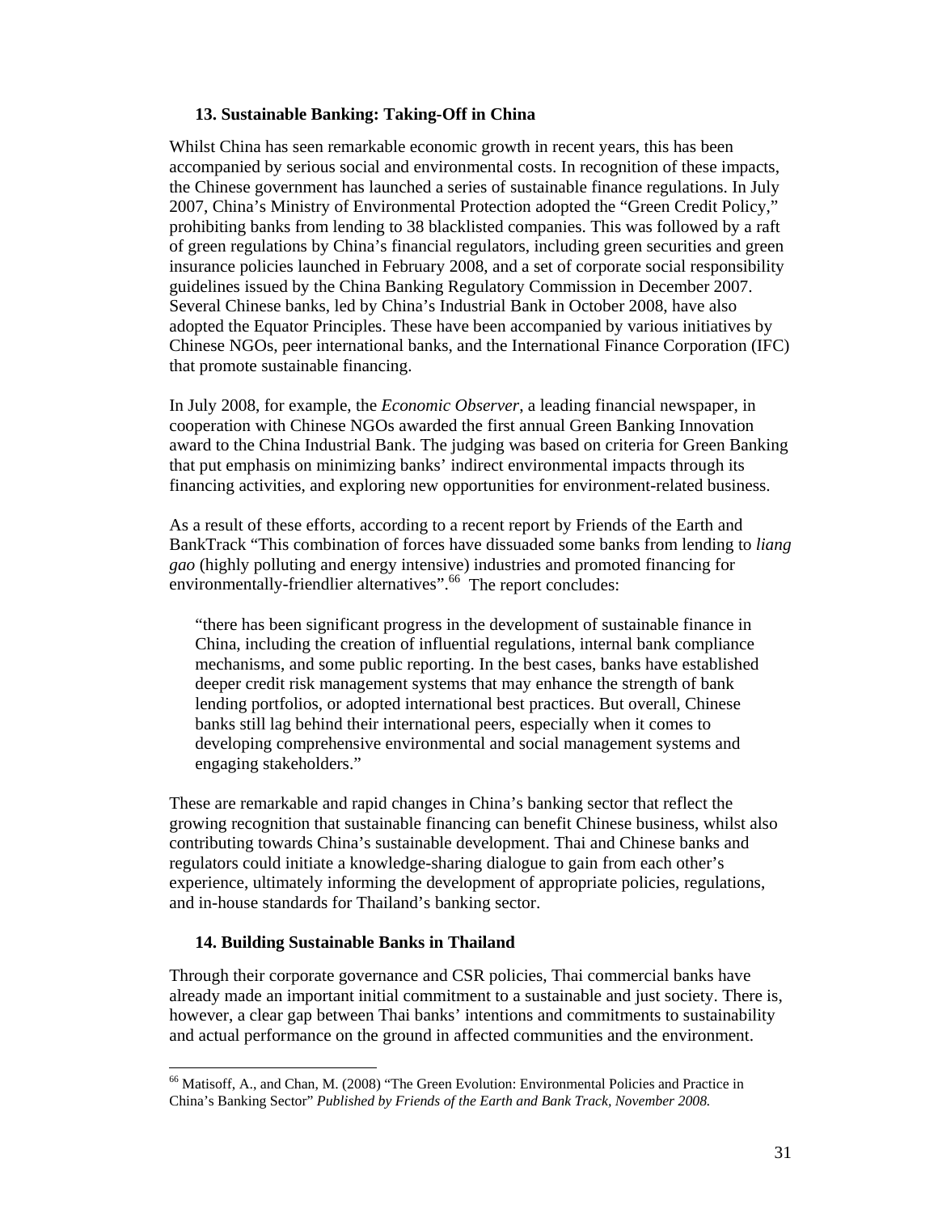### 13. Sustainable Banking: Taking-Off in China

Whilst China has seen remarkable economic growth in recent years, this has been accompanied by serious social and environmental costs. In recognition of these impacts, the Chinese government has launched a series of sustainable finance regulations. In July 2007, China's Ministry of Environmental Protection adopted the "Green Credit Policy," prohibiting banks from lending to 38 blacklisted companies. This was followed by a raft of green regulations by China's financial regulators, including green securities and green insurance policies launched in February 2008, and a set of corporate social responsibility guidelines issued by the China Banking Regulatory Commission in December 2007. Several Chinese banks, led by China's Industrial Bank in October 2008, have also adopted the Equator Principles. These have been accompanied by various initiatives by Chinese NGOs, peer international banks, and the International Finance Corporation (IFC) that promote sustainable financing.

In July 2008, for example, the *Economic Observer*, a leading financial newspaper, in cooperation with Chinese NGOs awarded the first annual Green Banking Innovation award to the China Industrial Bank. The judging was based on criteria for Green Banking that put emphasis on minimizing banks' indirect environmental impacts through its financing activities, and exploring new opportunities for environment-related business.

As a result of these efforts, according to a recent report by Friends of the Earth and BankTrack "This combination of forces have dissuaded some banks from lending to *liang gao* (highly polluting and energy intensive) industries and promoted financing for environmentally-friendlier alternatives".[66] The report concludes:

> "there has been significant progress in the development of sustainable finance in China, including the creation of influential regulations, internal bank compliance mechanisms, and some public reporting. In the best cases, banks have established deeper credit risk management systems that may enhance the strength of bank lending portfolios, or adopted international best practices. But overall, Chinese banks still lag behind their international peers, especially when it comes to developing comprehensive environmental and social management systems and engaging stakeholders."

These are remarkable and rapid changes in China's banking sector that reflect the growing recognition that sustainable financing can benefit Chinese business, whilst also contributing towards China's sustainable development. Thai and Chinese banks and regulators could initiate a knowledge-sharing dialogue to gain from each other's experience, ultimately informing the development of appropriate policies, regulations, and in-house standards for Thailand's banking sector.

### 14. Building Sustainable Banks in Thailand

Through their corporate governance and CSR policies, Thai commercial banks have already made an important initial commitment to a sustainable and just society. There is, however, a clear gap between Thai banks' intentions and commitments to sustainability and actual performance on the ground in affected communities and the environment.

---

[66] Matisoff, A., and Chan, M. (2008) "The Green Evolution: Environmental Policies and Practice in China's Banking Sector" *Published by Friends of the Earth and Bank Track, November 2008.*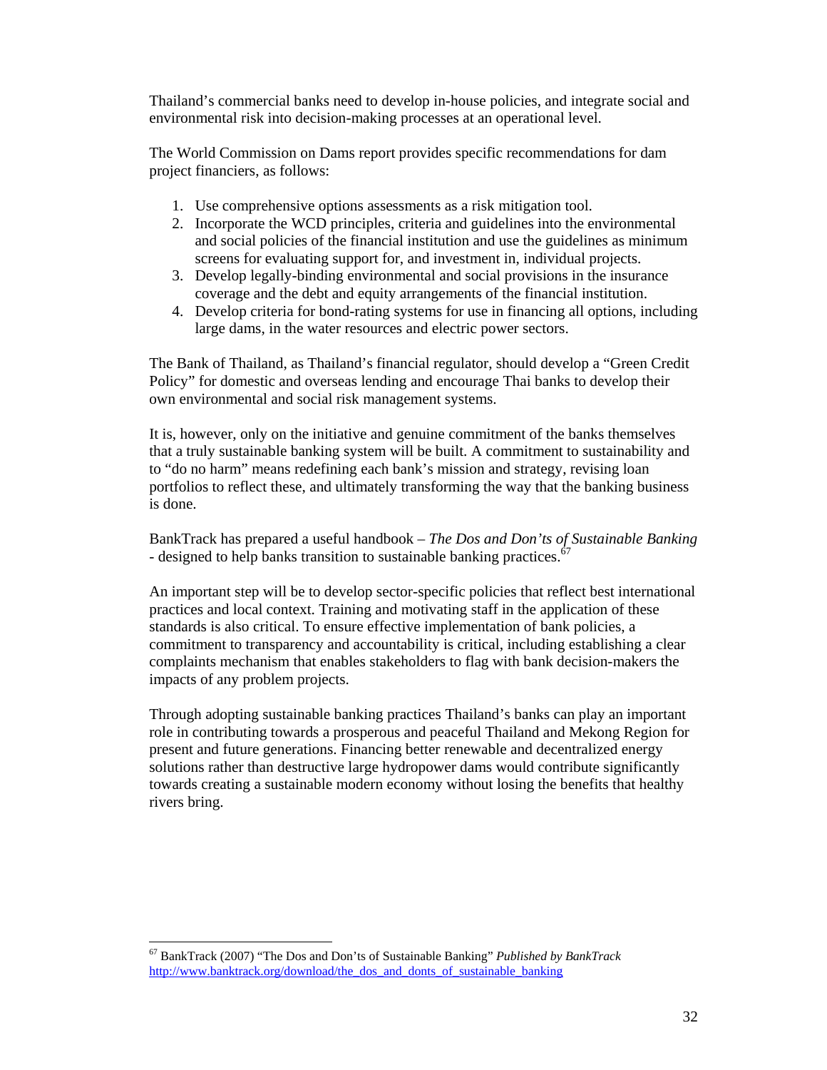Thailand's commercial banks need to develop in-house policies, and integrate social and environmental risk into decision-making processes at an operational level.

The World Commission on Dams report provides specific recommendations for dam project financiers, as follows:

1. Use comprehensive options assessments as a risk mitigation tool.
2. Incorporate the WCD principles, criteria and guidelines into the environmental and social policies of the financial institution and use the guidelines as minimum screens for evaluating support for, and investment in, individual projects.
3. Develop legally-binding environmental and social provisions in the insurance coverage and the debt and equity arrangements of the financial institution.
4. Develop criteria for bond-rating systems for use in financing all options, including large dams, in the water resources and electric power sectors.

The Bank of Thailand, as Thailand's financial regulator, should develop a "Green Credit Policy" for domestic and overseas lending and encourage Thai banks to develop their own environmental and social risk management systems.

It is, however, only on the initiative and genuine commitment of the banks themselves that a truly sustainable banking system will be built. A commitment to sustainability and to "do no harm" means redefining each bank's mission and strategy, revising loan portfolios to reflect these, and ultimately transforming the way that the banking business is done.

BankTrack has prepared a useful handbook – *The Dos and Don'ts of Sustainable Banking* - designed to help banks transition to sustainable banking practices.[67]

An important step will be to develop sector-specific policies that reflect best international practices and local context. Training and motivating staff in the application of these standards is also critical. To ensure effective implementation of bank policies, a commitment to transparency and accountability is critical, including establishing a clear complaints mechanism that enables stakeholders to flag with bank decision-makers the impacts of any problem projects.

Through adopting sustainable banking practices Thailand's banks can play an important role in contributing towards a prosperous and peaceful Thailand and Mekong Region for present and future generations. Financing better renewable and decentralized energy solutions rather than destructive large hydropower dams would contribute significantly towards creating a sustainable modern economy without losing the benefits that healthy rivers bring.

---

[67] BankTrack (2007) "The Dos and Don'ts of Sustainable Banking" *Published by BankTrack* http://www.banktrack.org/download/the_dos_and_donts_of_sustainable_banking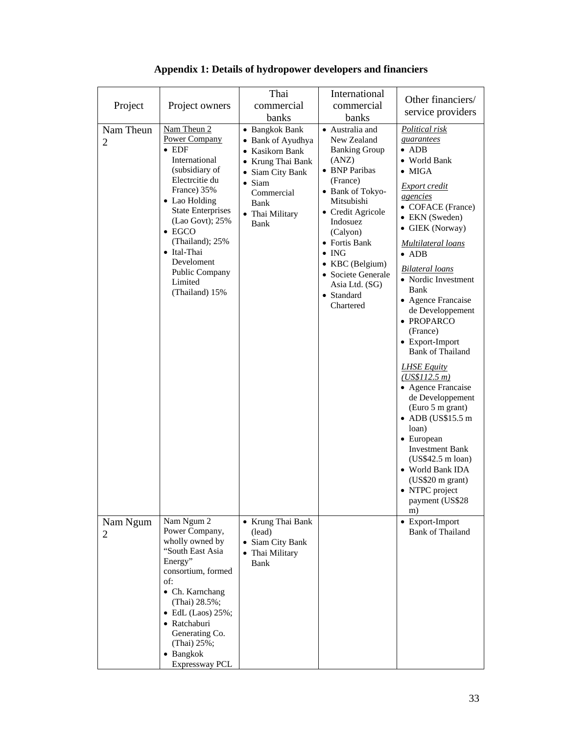# Appendix 1: Details of hydropower developers and financiers

| Project | Project owners | Thai commercial banks | International commercial banks | Other financiers/ service providers |
|---|---|---|---|---|
| Nam Theun 2 | Nam Theun 2 Power Company<br>• EDF International (subsidiary of Electrcitie du France) 35%<br>• Lao Holding State Enterprises (Lao Govt); 25%<br>• EGCO (Thailand); 25%<br>• Ital-Thai Develoment Public Company Limited (Thailand) 15% | • Bangkok Bank<br>• Bank of Ayudhya<br>• Kasikorn Bank<br>• Krung Thai Bank<br>• Siam City Bank<br>• Siam Commercial Bank<br>• Thai Military Bank | • Australia and New Zealand Banking Group (ANZ)<br>• BNP Paribas (France)<br>• Bank of Tokyo-Mitsubishi<br>• Credit Agricole Indosuez (Calyon)<br>• Fortis Bank<br>• ING<br>• KBC (Belgium)<br>• Societe Generale Asia Ltd. (SG)<br>• Standard Chartered | *Political risk guarantees*<br>• ADB<br>• World Bank<br>• MIGA<br>*Export credit agencies*<br>• COFACE (France)<br>• EKN (Sweden)<br>• GIEK (Norway)<br>*Multilateral loans*<br>• ADB<br>*Bilateral loans*<br>• Nordic Investment Bank<br>• Agence Francaise de Developpement<br>• PROPARCO (France)<br>• Export-Import Bank of Thailand<br>*LHSE Equity (US$112.5 m)*<br>• Agence Francaise de Developpement (Euro 5 m grant)<br>• ADB (US$15.5 m loan)<br>• European Investment Bank (US$42.5 m loan)<br>• World Bank IDA (US$20 m grant)<br>• NTPC project payment (US$28 m) |
| Nam Ngum 2 | Nam Ngum 2 Power Company, wholly owned by "South East Asia Energy" consortium, formed of:<br>• Ch. Karnchang (Thai) 28.5%;<br>• EdL (Laos) 25%;<br>• Ratchaburi Generating Co. (Thai) 25%;<br>• Bangkok Expressway PCL | • Krung Thai Bank (lead)<br>• Siam City Bank<br>• Thai Military Bank | | • Export-Import Bank of Thailand |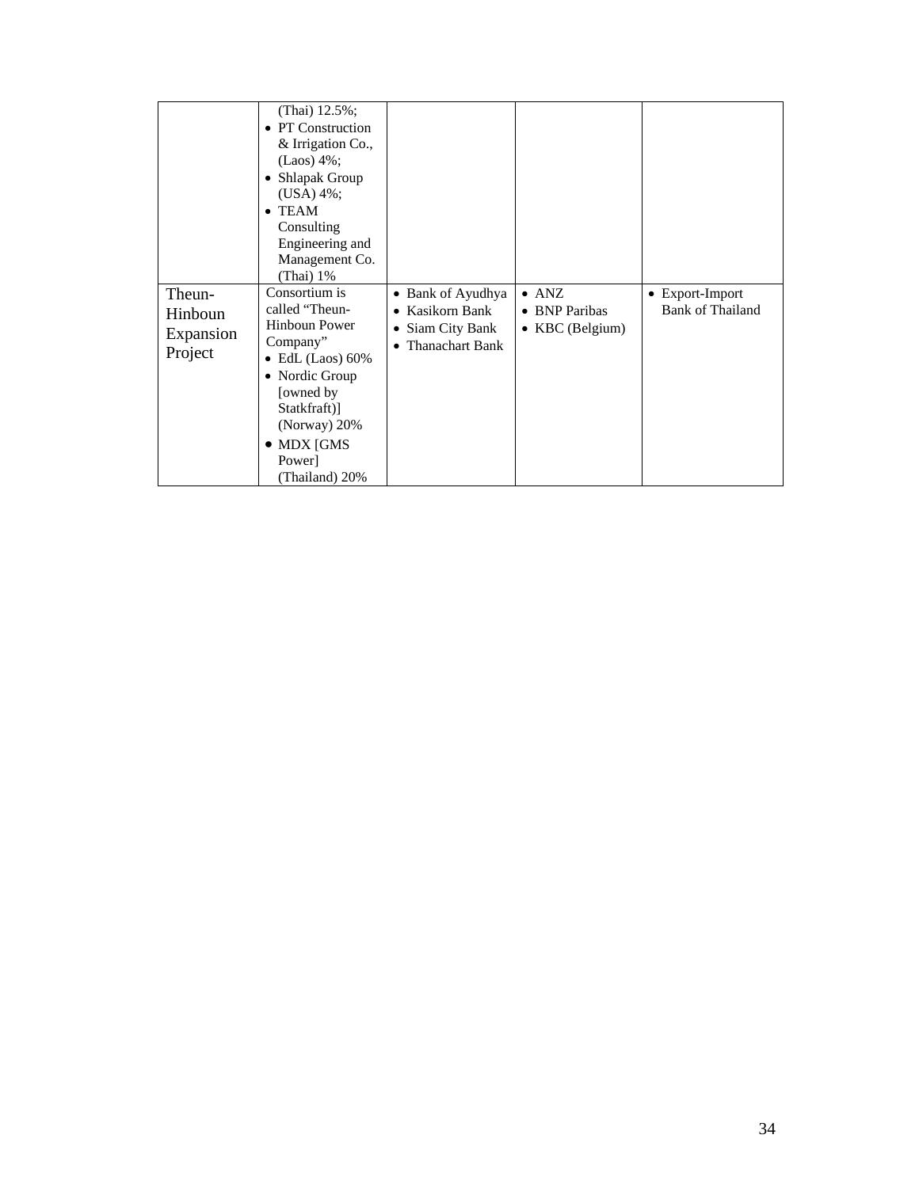| | | | | |
|---|---|---|---|---|
| | (Thai) 12.5%; <br>• PT Construction & Irrigation Co., (Laos) 4%; <br>• Shlapak Group (USA) 4%; <br>• TEAM Consulting Engineering and Management Co. (Thai) 1% | | | |
| Theun-Hinboun Expansion Project | Consortium is called “Theun-Hinboun Power Company” <br>• EdL (Laos) 60% <br>• Nordic Group [owned by Statkfraft)] (Norway) 20% <br>• MDX [GMS Power] (Thailand) 20% | • Bank of Ayudhya <br>• Kasikorn Bank <br>• Siam City Bank <br>• Thanachart Bank | • ANZ <br>• BNP Paribas <br>• KBC (Belgium) | • Export-Import Bank of Thailand |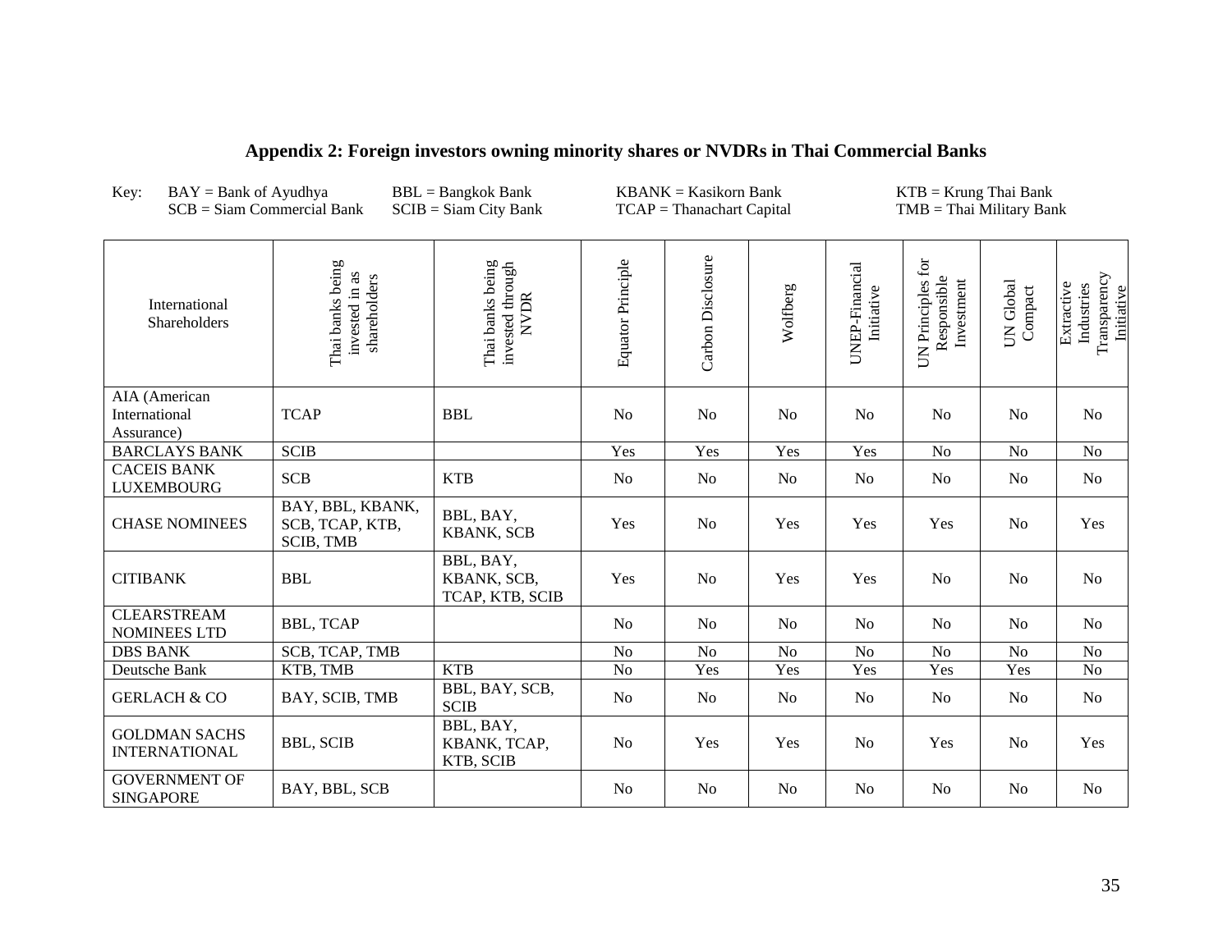## Appendix 2: Foreign investors owning minority shares or NVDRs in Thai Commercial Banks

Key: BAY = Bank of Ayudhya, BBL = Bangkok Bank, KBANK = Kasikorn Bank, KTB = Krung Thai Bank, SCB = Siam Commercial Bank, SCIB = Siam City Bank, TCAP = Thanachart Capital, TMB = Thai Military Bank

| International Shareholders | Thai banks being invested in as shareholders | Thai banks being invested through NVDR | Equator Principle | Carbon Disclosure | Wolfberg | UNEP-Financial Initiative | UN Principles for Responsible Investment | UN Global Compact | Extractive Industries Transparency Initiative |
|---|---|---|---|---|---|---|---|---|---|
| AIA (American International Assurance) | TCAP | BBL | No | No | No | No | No | No | No |
| BARCLAYS BANK | SCIB | | Yes | Yes | Yes | Yes | No | No | No |
| CACEIS BANK LUXEMBOURG | SCB | KTB | No | No | No | No | No | No | No |
| CHASE NOMINEES | BAY, BBL, KBANK, SCB, TCAP, KTB, SCIB, TMB | BBL, BAY, KBANK, SCB | Yes | No | Yes | Yes | Yes | No | Yes |
| CITIBANK | BBL | BBL, BAY, KBANK, SCB, TCAP, KTB, SCIB | Yes | No | Yes | Yes | No | No | No |
| CLEARSTREAM NOMINEES LTD | BBL, TCAP | | No | No | No | No | No | No | No |
| DBS BANK | SCB, TCAP, TMB | | No | No | No | No | No | No | No |
| Deutsche Bank | KTB, TMB | KTB | No | Yes | Yes | Yes | Yes | Yes | No |
| GERLACH & CO | BAY, SCIB, TMB | BBL, BAY, SCB, SCIB | No | No | No | No | No | No | No |
| GOLDMAN SACHS INTERNATIONAL | BBL, SCIB | BBL, BAY, KBANK, TCAP, KTB, SCIB | No | Yes | Yes | No | Yes | No | Yes |
| GOVERNMENT OF SINGAPORE | BAY, BBL, SCB | | No | No | No | No | No | No | No |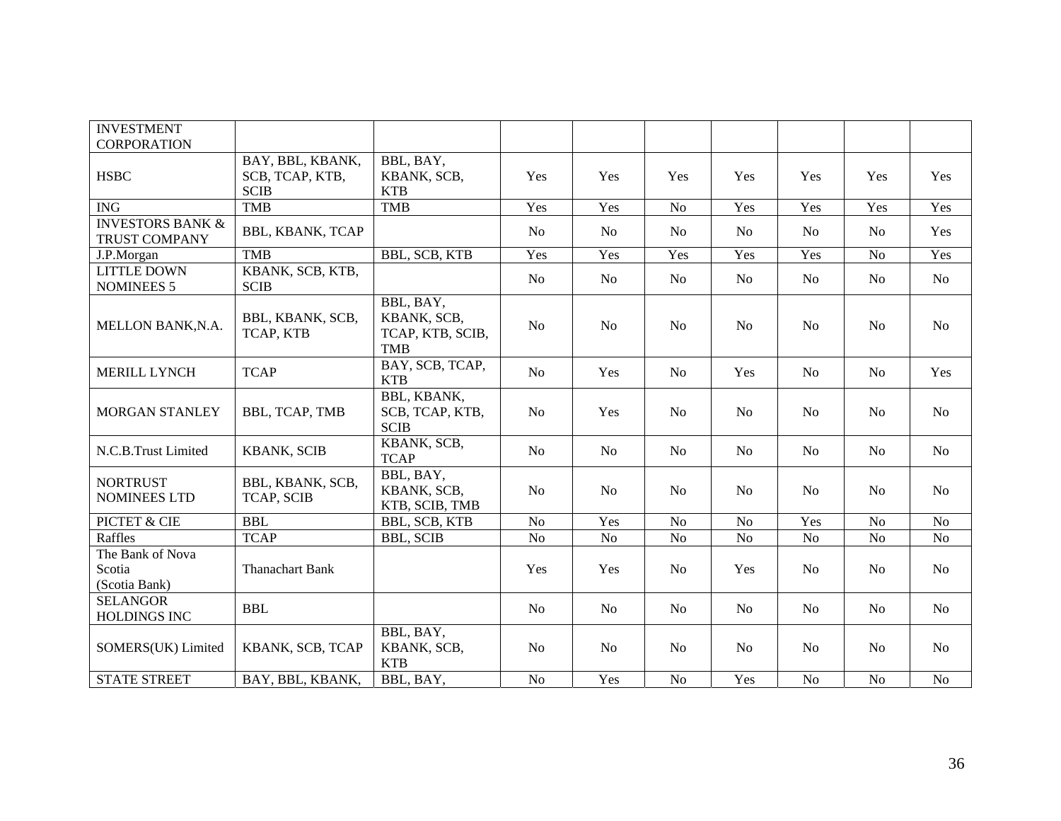| | | | | | | | | | |
|---|---|---|---|---|---|---|---|---|---|
| INVESTMENT CORPORATION | | | | | | | | | |
| HSBC | BAY, BBL, KBANK, SCB, TCAP, KTB, SCIB | BBL, BAY, KBANK, SCB, KTB | Yes | Yes | Yes | Yes | Yes | Yes | Yes |
| ING | TMB | TMB | Yes | Yes | No | Yes | Yes | Yes | Yes |
| INVESTORS BANK & TRUST COMPANY | BBL, KBANK, TCAP | | No | No | No | No | No | No | Yes |
| J.P.Morgan | TMB | BBL, SCB, KTB | Yes | Yes | Yes | Yes | Yes | No | Yes |
| LITTLE DOWN NOMINEES 5 | KBANK, SCB, KTB, SCIB | | No | No | No | No | No | No | No |
| MELLON BANK,N.A. | BBL, KBANK, SCB, TCAP, KTB | BBL, BAY, KBANK, SCB, TCAP, KTB, SCIB, TMB | No | No | No | No | No | No | No |
| MERILL LYNCH | TCAP | BAY, SCB, TCAP, KTB | No | Yes | No | Yes | No | No | Yes |
| MORGAN STANLEY | BBL, TCAP, TMB | BBL, KBANK, SCB, TCAP, KTB, SCIB | No | Yes | No | No | No | No | No |
| N.C.B.Trust Limited | KBANK, SCIB | KBANK, SCB, TCAP | No | No | No | No | No | No | No |
| NORTRUST NOMINEES LTD | BBL, KBANK, SCB, TCAP, SCIB | BBL, BAY, KBANK, SCB, KTB, SCIB, TMB | No | No | No | No | No | No | No |
| PICTET & CIE | BBL | BBL, SCB, KTB | No | Yes | No | No | Yes | No | No |
| Raffles | TCAP | BBL, SCIB | No | No | No | No | No | No | No |
| The Bank of Nova Scotia (Scotia Bank) | Thanachart Bank | | Yes | Yes | No | Yes | No | No | No |
| SELANGOR HOLDINGS INC | BBL | | No | No | No | No | No | No | No |
| SOMERS(UK) Limited | KBANK, SCB, TCAP | BBL, BAY, KBANK, SCB, KTB | No | No | No | No | No | No | No |
| STATE STREET | BAY, BBL, KBANK, | BBL, BAY, | No | Yes | No | Yes | No | No | No |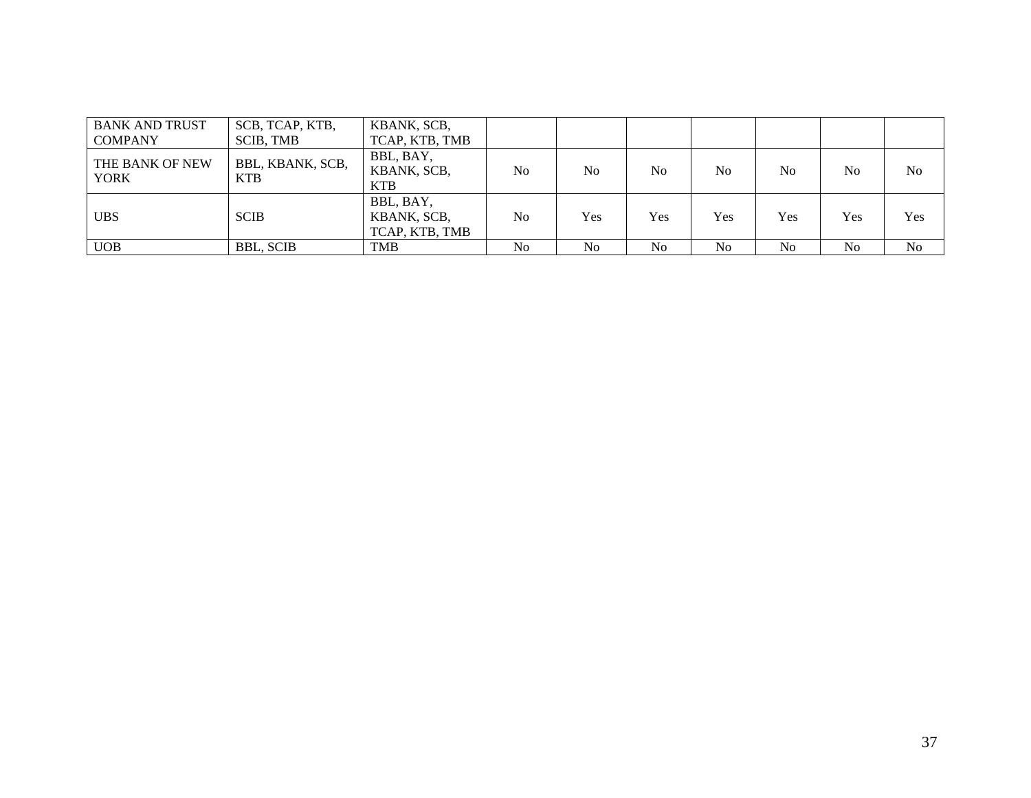| | | | | | | | | | |
|---|---|---|---|---|---|---|---|---|---|
| BANK AND TRUST COMPANY | SCB, TCAP, KTB, SCIB, TMB | KBANK, SCB, TCAP, KTB, TMB | | | | | | | |
| THE BANK OF NEW YORK | BBL, KBANK, SCB, KTB | BBL, BAY, KBANK, SCB, KTB | No | No | No | No | No | No | No |
| UBS | SCIB | BBL, BAY, KBANK, SCB, TCAP, KTB, TMB | No | Yes | Yes | Yes | Yes | Yes | Yes |
| UOB | BBL, SCIB | TMB | No | No | No | No | No | No | No |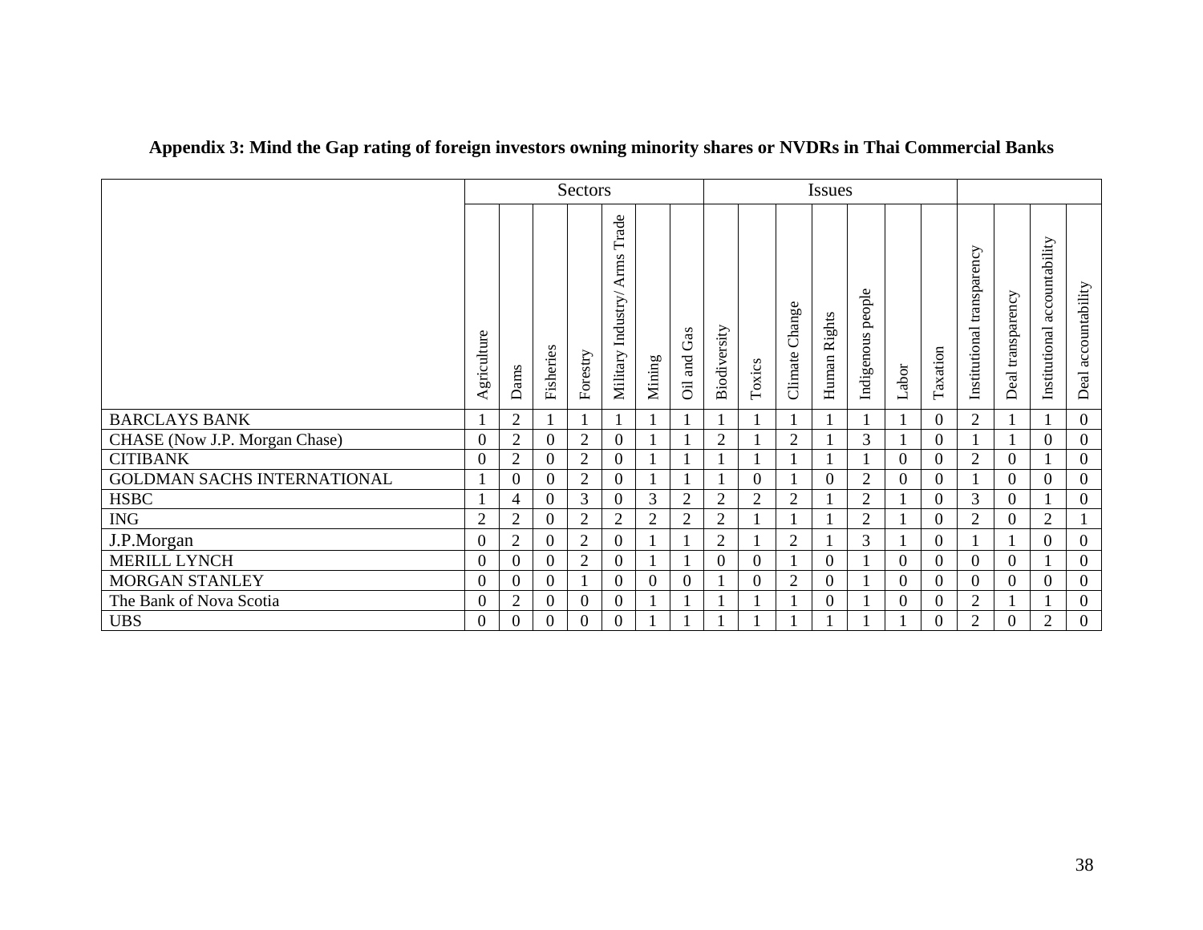**Appendix 3: Mind the Gap rating of foreign investors owning minority shares or NVDRs in Thai Commercial Banks**

| | Sectors | | | | | | | Issues | | | | | | | | | | | |
|---|---|---|---|---|---|---|---|---|---|---|---|---|---|---|---|---|---|---|---|
| | Agriculture | Dams | Fisheries | Forestry | Military Industry/ Arms Trade | Mining | Oil and Gas | Biodiversity | Toxics | Climate Change | Human Rights | Indigenous people | Labor | Taxation | Institutional transparency | Deal transparency | Institutional accountability | Deal accountability |
| BARCLAYS BANK | 1 | 2 | 1 | 1 | 1 | 1 | 1 | 1 | 1 | 1 | 1 | 1 | 1 | 0 | 2 | 1 | 1 | 0 |
| CHASE (Now J.P. Morgan Chase) | 0 | 2 | 0 | 2 | 0 | 1 | 1 | 2 | 1 | 2 | 1 | 3 | 1 | 0 | 1 | 1 | 0 | 0 |
| CITIBANK | 0 | 2 | 0 | 2 | 0 | 1 | 1 | 1 | 1 | 1 | 1 | 1 | 0 | 0 | 2 | 0 | 1 | 0 |
| GOLDMAN SACHS INTERNATIONAL | 1 | 0 | 0 | 2 | 0 | 1 | 1 | 1 | 0 | 1 | 0 | 2 | 0 | 0 | 1 | 0 | 0 | 0 |
| HSBC | 1 | 4 | 0 | 3 | 0 | 3 | 2 | 2 | 2 | 2 | 1 | 2 | 1 | 0 | 3 | 0 | 1 | 0 |
| ING | 2 | 2 | 0 | 2 | 2 | 2 | 2 | 2 | 1 | 1 | 1 | 2 | 1 | 0 | 2 | 0 | 2 | 1 |
| J.P.Morgan | 0 | 2 | 0 | 2 | 0 | 1 | 1 | 2 | 1 | 2 | 1 | 3 | 1 | 0 | 1 | 1 | 0 | 0 |
| MERILL LYNCH | 0 | 0 | 0 | 2 | 0 | 1 | 1 | 0 | 0 | 1 | 0 | 1 | 0 | 0 | 0 | 0 | 1 | 0 |
| MORGAN STANLEY | 0 | 0 | 0 | 1 | 0 | 0 | 0 | 1 | 0 | 2 | 0 | 1 | 0 | 0 | 0 | 0 | 0 | 0 |
| The Bank of Nova Scotia | 0 | 2 | 0 | 0 | 0 | 1 | 1 | 1 | 1 | 1 | 0 | 1 | 0 | 0 | 2 | 1 | 1 | 0 |
| UBS | 0 | 0 | 0 | 0 | 0 | 1 | 1 | 1 | 1 | 1 | 1 | 1 | 1 | 0 | 2 | 0 | 2 | 0 |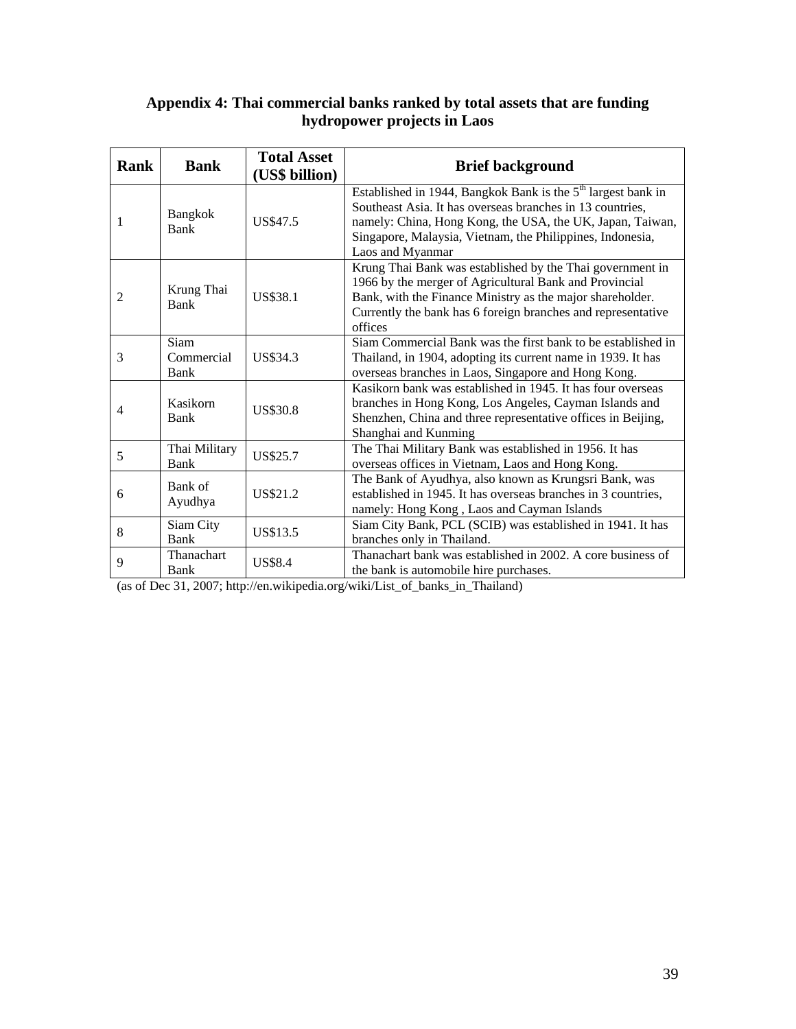## Appendix 4: Thai commercial banks ranked by total assets that are funding hydropower projects in Laos

| Rank | Bank | Total Asset (US$ billion) | Brief background |
|---|---|---|---|
| 1 | Bangkok Bank | US$47.5 | Established in 1944, Bangkok Bank is the 5th largest bank in Southeast Asia. It has overseas branches in 13 countries, namely: China, Hong Kong, the USA, the UK, Japan, Taiwan, Singapore, Malaysia, Vietnam, the Philippines, Indonesia, Laos and Myanmar |
| 2 | Krung Thai Bank | US$38.1 | Krung Thai Bank was established by the Thai government in 1966 by the merger of Agricultural Bank and Provincial Bank, with the Finance Ministry as the major shareholder. Currently the bank has 6 foreign branches and representative offices |
| 3 | Siam Commercial Bank | US$34.3 | Siam Commercial Bank was the first bank to be established in Thailand, in 1904, adopting its current name in 1939. It has overseas branches in Laos, Singapore and Hong Kong. |
| 4 | Kasikorn Bank | US$30.8 | Kasikorn bank was established in 1945. It has four overseas branches in Hong Kong, Los Angeles, Cayman Islands and Shenzhen, China and three representative offices in Beijing, Shanghai and Kunming |
| 5 | Thai Military Bank | US$25.7 | The Thai Military Bank was established in 1956. It has overseas offices in Vietnam, Laos and Hong Kong. |
| 6 | Bank of Ayudhya | US$21.2 | The Bank of Ayudhya, also known as Krungsri Bank, was established in 1945. It has overseas branches in 3 countries, namely: Hong Kong , Laos and Cayman Islands |
| 8 | Siam City Bank | US$13.5 | Siam City Bank, PCL (SCIB) was established in 1941. It has branches only in Thailand. |
| 9 | Thanachart Bank | US$8.4 | Thanachart bank was established in 2002. A core business of the bank is automobile hire purchases. |

(as of Dec 31, 2007; http://en.wikipedia.org/wiki/List_of_banks_in_Thailand)